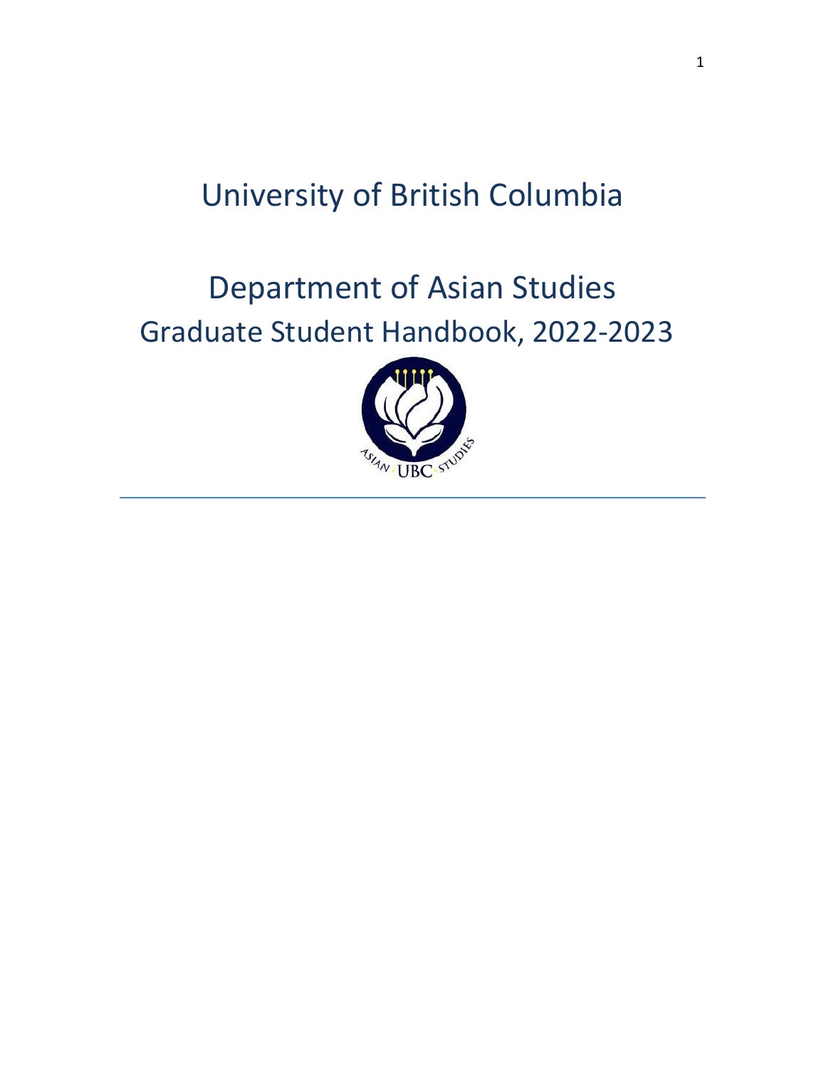# University of British Columbia

# Department of Asian Studies

## Graduate Student Handbook, 2022-2023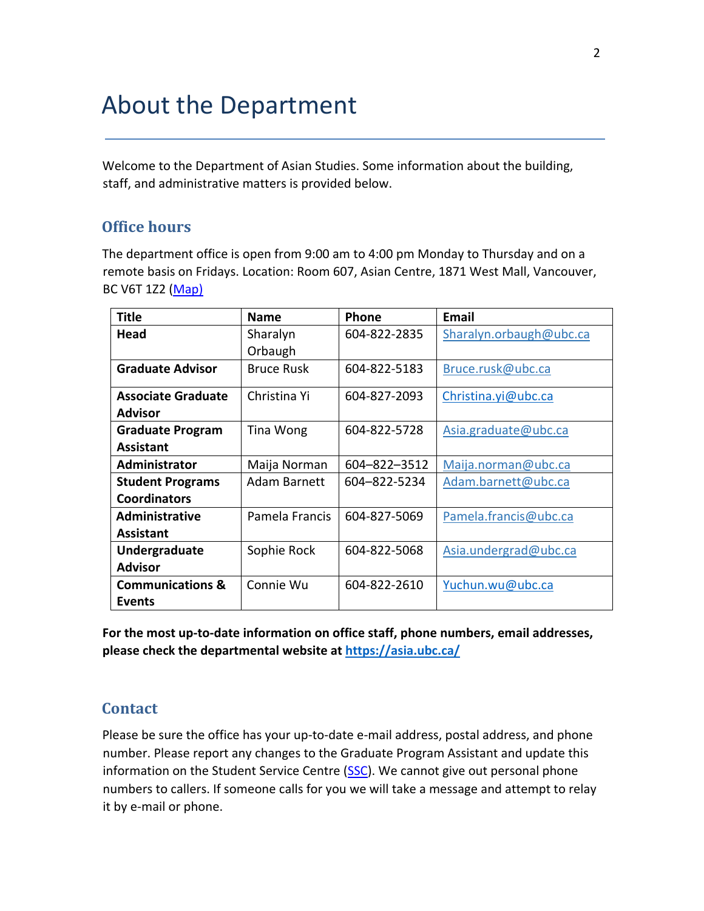# About the Department

Welcome to the Department of Asian Studies. Some information about the building, staff, and administrative matters is provided below.

## Office hours

The department office is open from 9:00 am to 4:00 pm Monday to Thursday and on a remote basis on Fridays. Location: Room 607, Asian Centre, 1871 West Mall, Vancouver, BC V6T 1Z2 (Map)

| Title | Name | Phone | Email |
|---|---|---|---|
| **Head** | Sharalyn Orbaugh | 604-822-2835 | Sharalyn.orbaugh@ubc.ca |
| **Graduate Advisor** | Bruce Rusk | 604-822-5183 | Bruce.rusk@ubc.ca |
| **Associate Graduate Advisor** | Christina Yi | 604-827-2093 | Christina.yi@ubc.ca |
| **Graduate Program Assistant** | Tina Wong | 604-822-5728 | Asia.graduate@ubc.ca |
| **Administrator** | Maija Norman | 604–822–3512 | Maija.norman@ubc.ca |
| **Student Programs Coordinators** | Adam Barnett | 604–822-5234 | Adam.barnett@ubc.ca |
| **Administrative Assistant** | Pamela Francis | 604-827-5069 | Pamela.francis@ubc.ca |
| **Undergraduate Advisor** | Sophie Rock | 604-822-5068 | Asia.undergrad@ubc.ca |
| **Communications & Events** | Connie Wu | 604-822-2610 | Yuchun.wu@ubc.ca |

**For the most up-to-date information on office staff, phone numbers, email addresses, please check the departmental website at https://asia.ubc.ca/**

## Contact

Please be sure the office has your up-to-date e-mail address, postal address, and phone number. Please report any changes to the Graduate Program Assistant and update this information on the Student Service Centre (SSC). We cannot give out personal phone numbers to callers. If someone calls for you we will take a message and attempt to relay it by e-mail or phone.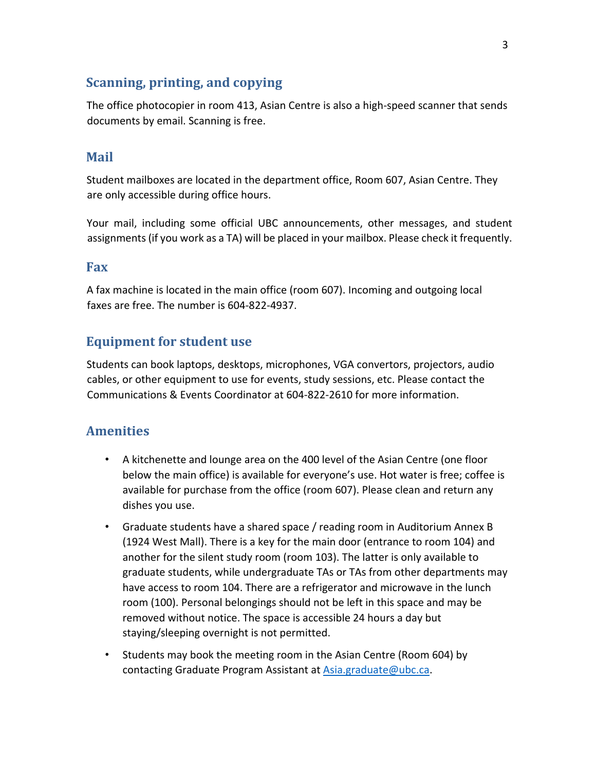## Scanning, printing, and copying

The office photocopier in room 413, Asian Centre is also a high-speed scanner that sends documents by email. Scanning is free.

## Mail

Student mailboxes are located in the department office, Room 607, Asian Centre. They are only accessible during office hours.

Your mail, including some official UBC announcements, other messages, and student assignments (if you work as a TA) will be placed in your mailbox. Please check it frequently.

## Fax

A fax machine is located in the main office (room 607). Incoming and outgoing local faxes are free. The number is 604-822-4937.

## Equipment for student use

Students can book laptops, desktops, microphones, VGA convertors, projectors, audio cables, or other equipment to use for events, study sessions, etc. Please contact the Communications & Events Coordinator at 604-822-2610 for more information.

## Amenities

- A kitchenette and lounge area on the 400 level of the Asian Centre (one floor below the main office) is available for everyone's use. Hot water is free; coffee is available for purchase from the office (room 607). Please clean and return any dishes you use.
- Graduate students have a shared space / reading room in Auditorium Annex B (1924 West Mall). There is a key for the main door (entrance to room 104) and another for the silent study room (room 103). The latter is only available to graduate students, while undergraduate TAs or TAs from other departments may have access to room 104. There are a refrigerator and microwave in the lunch room (100). Personal belongings should not be left in this space and may be removed without notice. The space is accessible 24 hours a day but staying/sleeping overnight is not permitted.
- Students may book the meeting room in the Asian Centre (Room 604) by contacting Graduate Program Assistant at Asia.graduate@ubc.ca.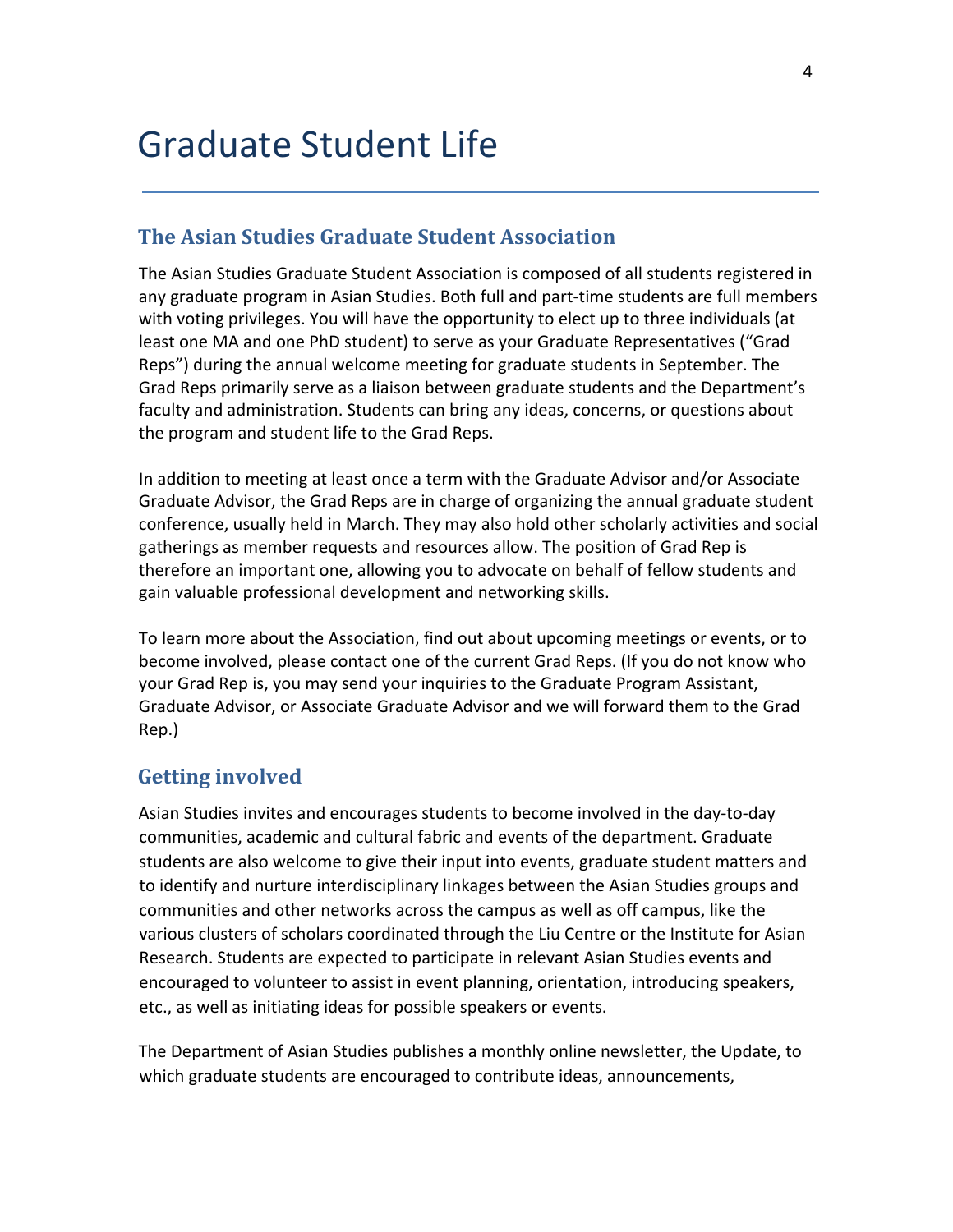# Graduate Student Life

## The Asian Studies Graduate Student Association

The Asian Studies Graduate Student Association is composed of all students registered in any graduate program in Asian Studies. Both full and part-time students are full members with voting privileges. You will have the opportunity to elect up to three individuals (at least one MA and one PhD student) to serve as your Graduate Representatives ("Grad Reps") during the annual welcome meeting for graduate students in September. The Grad Reps primarily serve as a liaison between graduate students and the Department's faculty and administration. Students can bring any ideas, concerns, or questions about the program and student life to the Grad Reps.

In addition to meeting at least once a term with the Graduate Advisor and/or Associate Graduate Advisor, the Grad Reps are in charge of organizing the annual graduate student conference, usually held in March. They may also hold other scholarly activities and social gatherings as member requests and resources allow. The position of Grad Rep is therefore an important one, allowing you to advocate on behalf of fellow students and gain valuable professional development and networking skills.

To learn more about the Association, find out about upcoming meetings or events, or to become involved, please contact one of the current Grad Reps. (If you do not know who your Grad Rep is, you may send your inquiries to the Graduate Program Assistant, Graduate Advisor, or Associate Graduate Advisor and we will forward them to the Grad Rep.)

## Getting involved

Asian Studies invites and encourages students to become involved in the day-to-day communities, academic and cultural fabric and events of the department. Graduate students are also welcome to give their input into events, graduate student matters and to identify and nurture interdisciplinary linkages between the Asian Studies groups and communities and other networks across the campus as well as off campus, like the various clusters of scholars coordinated through the Liu Centre or the Institute for Asian Research. Students are expected to participate in relevant Asian Studies events and encouraged to volunteer to assist in event planning, orientation, introducing speakers, etc., as well as initiating ideas for possible speakers or events.

The Department of Asian Studies publishes a monthly online newsletter, the Update, to which graduate students are encouraged to contribute ideas, announcements,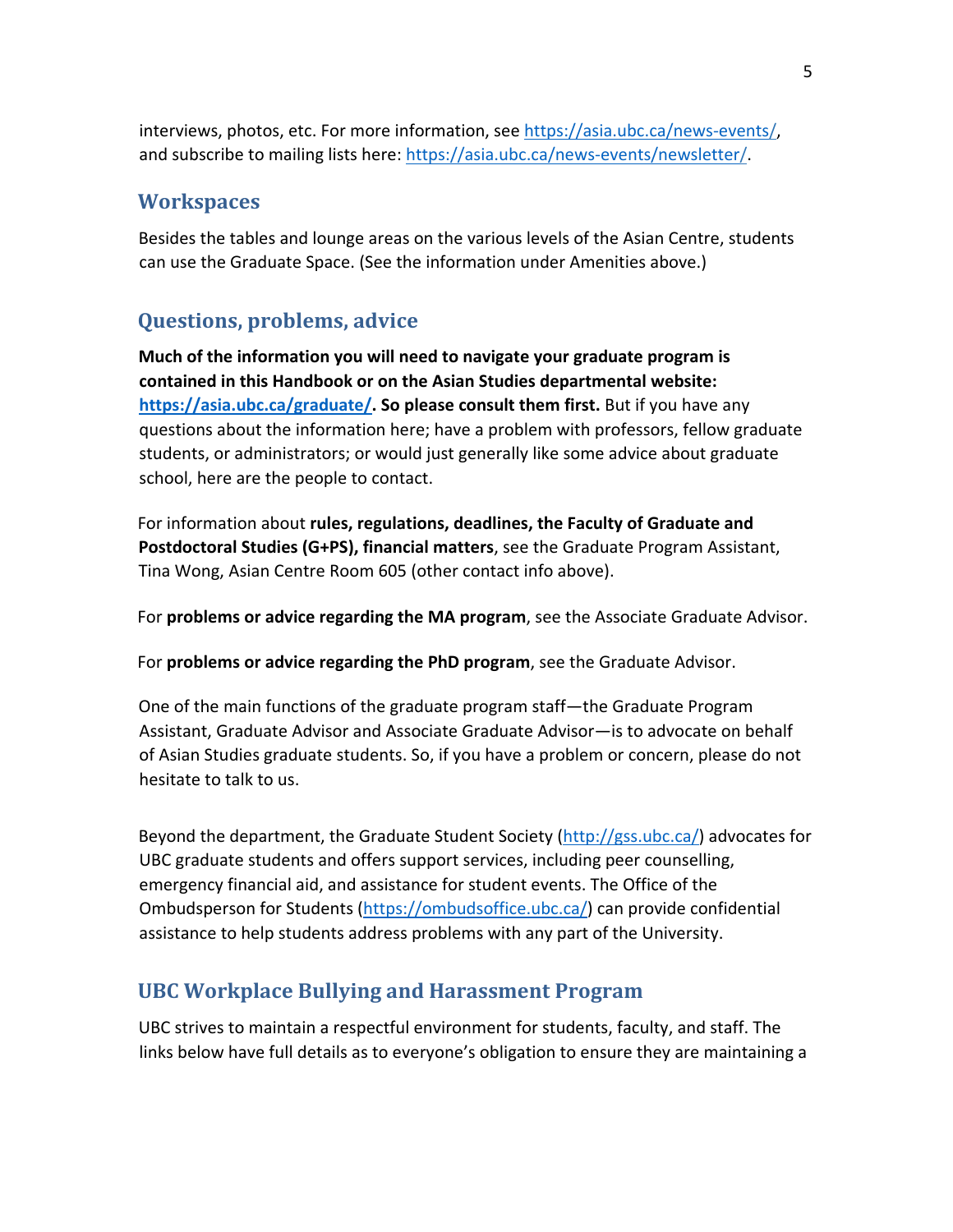interviews, photos, etc. For more information, see https://asia.ubc.ca/news-events/, and subscribe to mailing lists here: https://asia.ubc.ca/news-events/newsletter/.

## Workspaces

Besides the tables and lounge areas on the various levels of the Asian Centre, students can use the Graduate Space. (See the information under Amenities above.)

## Questions, problems, advice

**Much of the information you will need to navigate your graduate program is contained in this Handbook or on the Asian Studies departmental website: https://asia.ubc.ca/graduate/. So please consult them first.** But if you have any questions about the information here; have a problem with professors, fellow graduate students, or administrators; or would just generally like some advice about graduate school, here are the people to contact.

For information about **rules, regulations, deadlines, the Faculty of Graduate and Postdoctoral Studies (G+PS), financial matters**, see the Graduate Program Assistant, Tina Wong, Asian Centre Room 605 (other contact info above).

For **problems or advice regarding the MA program**, see the Associate Graduate Advisor.

For **problems or advice regarding the PhD program**, see the Graduate Advisor.

One of the main functions of the graduate program staff—the Graduate Program Assistant, Graduate Advisor and Associate Graduate Advisor—is to advocate on behalf of Asian Studies graduate students. So, if you have a problem or concern, please do not hesitate to talk to us.

Beyond the department, the Graduate Student Society (http://gss.ubc.ca/) advocates for UBC graduate students and offers support services, including peer counselling, emergency financial aid, and assistance for student events. The Office of the Ombudsperson for Students (https://ombudsoffice.ubc.ca/) can provide confidential assistance to help students address problems with any part of the University.

## UBC Workplace Bullying and Harassment Program

UBC strives to maintain a respectful environment for students, faculty, and staff. The links below have full details as to everyone's obligation to ensure they are maintaining a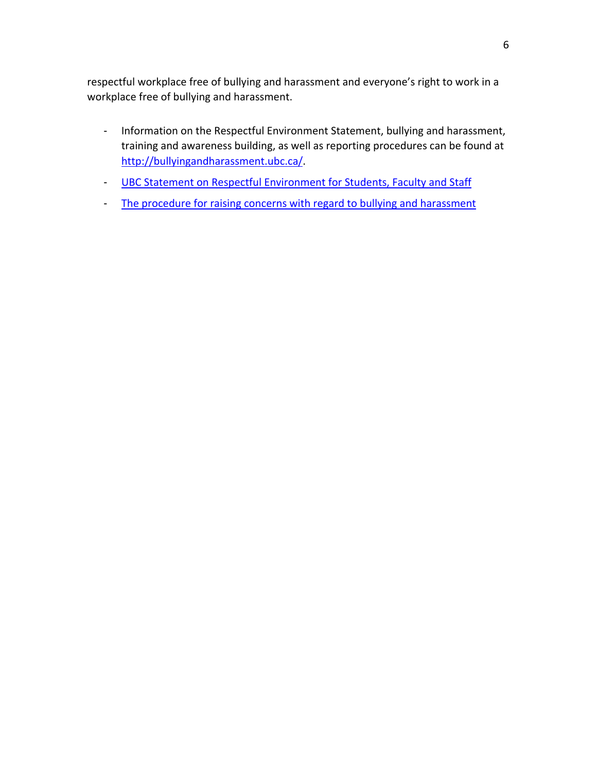respectful workplace free of bullying and harassment and everyone's right to work in a workplace free of bullying and harassment.

- Information on the Respectful Environment Statement, bullying and harassment, training and awareness building, as well as reporting procedures can be found at http://bullyingandharassment.ubc.ca/.
- UBC Statement on Respectful Environment for Students, Faculty and Staff
- The procedure for raising concerns with regard to bullying and harassment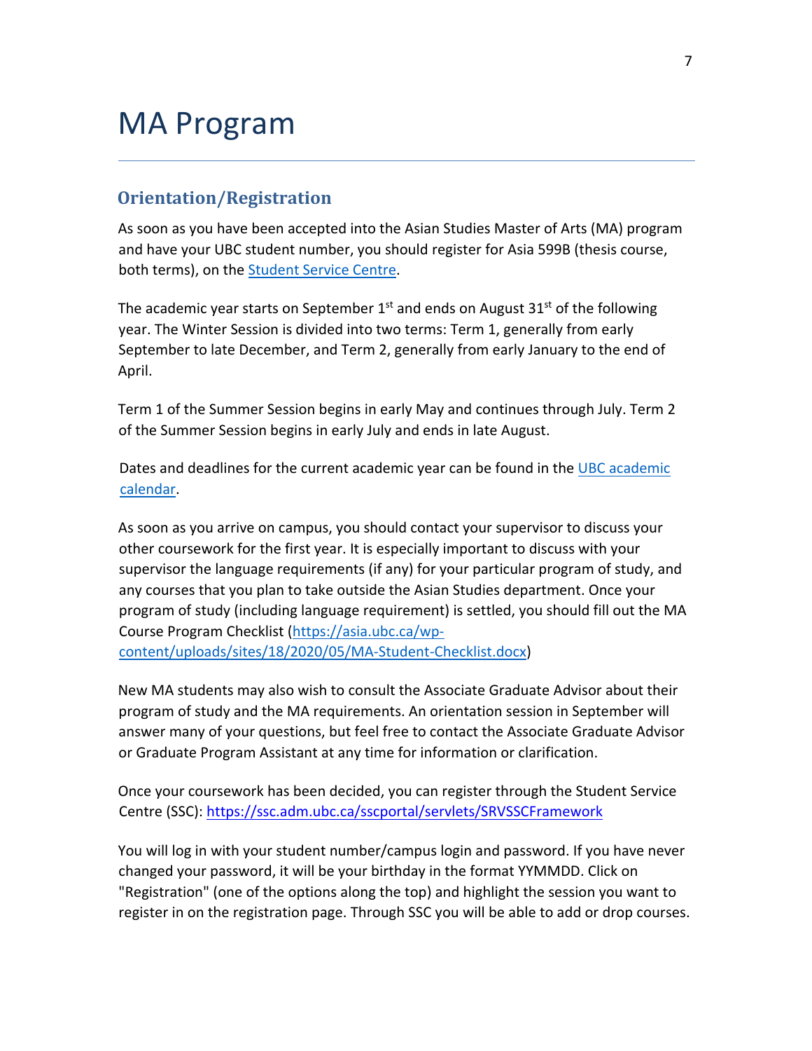# MA Program

## Orientation/Registration

As soon as you have been accepted into the Asian Studies Master of Arts (MA) program and have your UBC student number, you should register for Asia 599B (thesis course, both terms), on the [Student Service Centre](https://ssc.adm.ubc.ca/sscportal/servlets/SRVSSCFramework).

The academic year starts on September 1st and ends on August 31st of the following year. The Winter Session is divided into two terms: Term 1, generally from early September to late December, and Term 2, generally from early January to the end of April.

Term 1 of the Summer Session begins in early May and continues through July. Term 2 of the Summer Session begins in early July and ends in late August.

Dates and deadlines for the current academic year can be found in the UBC academic calendar.

As soon as you arrive on campus, you should contact your supervisor to discuss your other coursework for the first year. It is especially important to discuss with your supervisor the language requirements (if any) for your particular program of study, and any courses that you plan to take outside the Asian Studies department. Once your program of study (including language requirement) is settled, you should fill out the MA Course Program Checklist (https://asia.ubc.ca/wp-content/uploads/sites/18/2020/05/MA-Student-Checklist.docx)

New MA students may also wish to consult the Associate Graduate Advisor about their program of study and the MA requirements. An orientation session in September will answer many of your questions, but feel free to contact the Associate Graduate Advisor or Graduate Program Assistant at any time for information or clarification.

Once your coursework has been decided, you can register through the Student Service Centre (SSC): https://ssc.adm.ubc.ca/sscportal/servlets/SRVSSCFramework

You will log in with your student number/campus login and password. If you have never changed your password, it will be your birthday in the format YYMMDD. Click on "Registration" (one of the options along the top) and highlight the session you want to register in on the registration page. Through SSC you will be able to add or drop courses.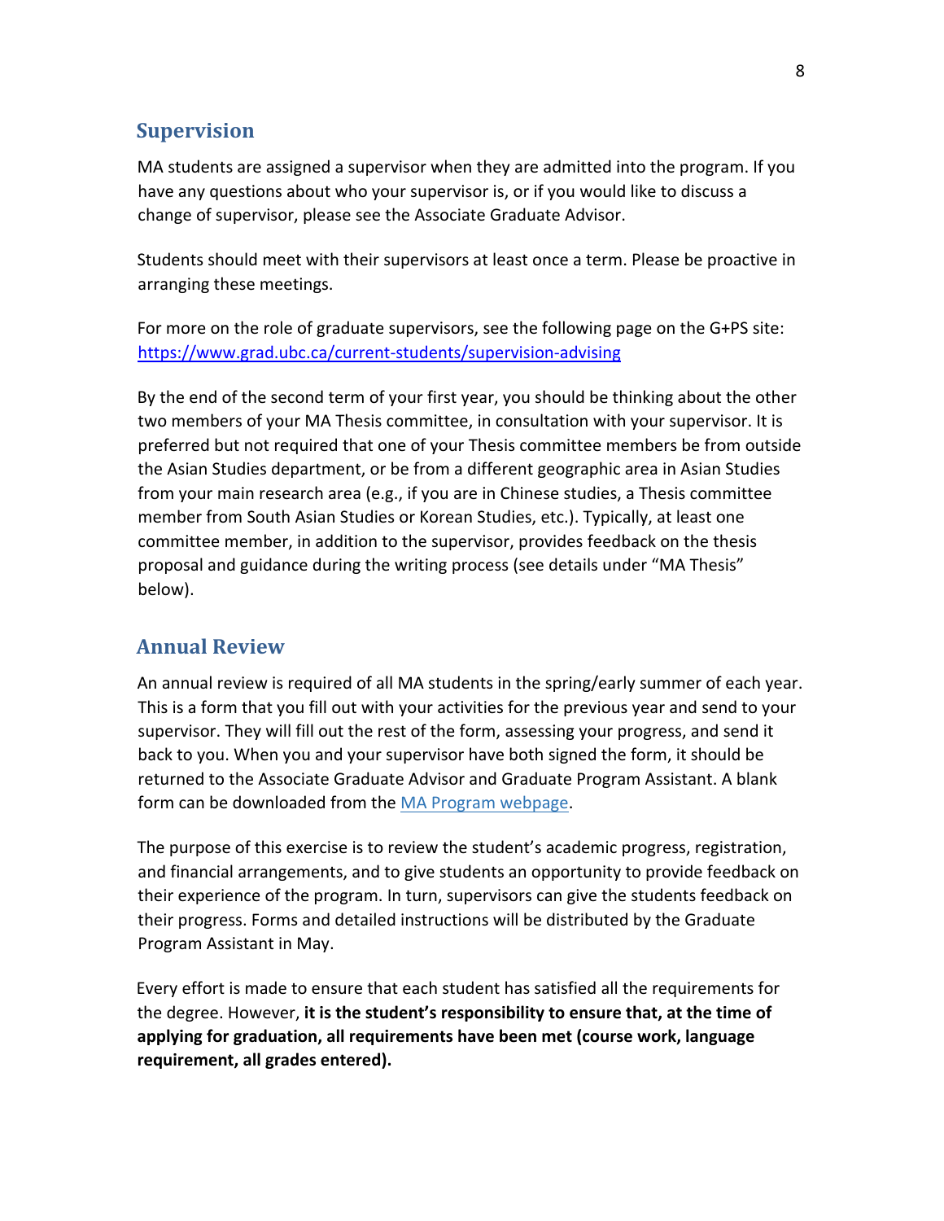## Supervision

MA students are assigned a supervisor when they are admitted into the program. If you have any questions about who your supervisor is, or if you would like to discuss a change of supervisor, please see the Associate Graduate Advisor.

Students should meet with their supervisors at least once a term. Please be proactive in arranging these meetings.

For more on the role of graduate supervisors, see the following page on the G+PS site: [https://www.grad.ubc.ca/current-students/supervision-advising](https://www.grad.ubc.ca/current-students/supervision-advising)

By the end of the second term of your first year, you should be thinking about the other two members of your MA Thesis committee, in consultation with your supervisor. It is preferred but not required that one of your Thesis committee members be from outside the Asian Studies department, or be from a different geographic area in Asian Studies from your main research area (e.g., if you are in Chinese studies, a Thesis committee member from South Asian Studies or Korean Studies, etc.). Typically, at least one committee member, in addition to the supervisor, provides feedback on the thesis proposal and guidance during the writing process (see details under "MA Thesis" below).

## Annual Review

An annual review is required of all MA students in the spring/early summer of each year. This is a form that you fill out with your activities for the previous year and send to your supervisor. They will fill out the rest of the form, assessing your progress, and send it back to you. When you and your supervisor have both signed the form, it should be returned to the Associate Graduate Advisor and Graduate Program Assistant. A blank form can be downloaded from the MA Program webpage.

The purpose of this exercise is to review the student's academic progress, registration, and financial arrangements, and to give students an opportunity to provide feedback on their experience of the program. In turn, supervisors can give the students feedback on their progress. Forms and detailed instructions will be distributed by the Graduate Program Assistant in May.

Every effort is made to ensure that each student has satisfied all the requirements for the degree. However, **it is the student's responsibility to ensure that, at the time of applying for graduation, all requirements have been met (course work, language requirement, all grades entered).**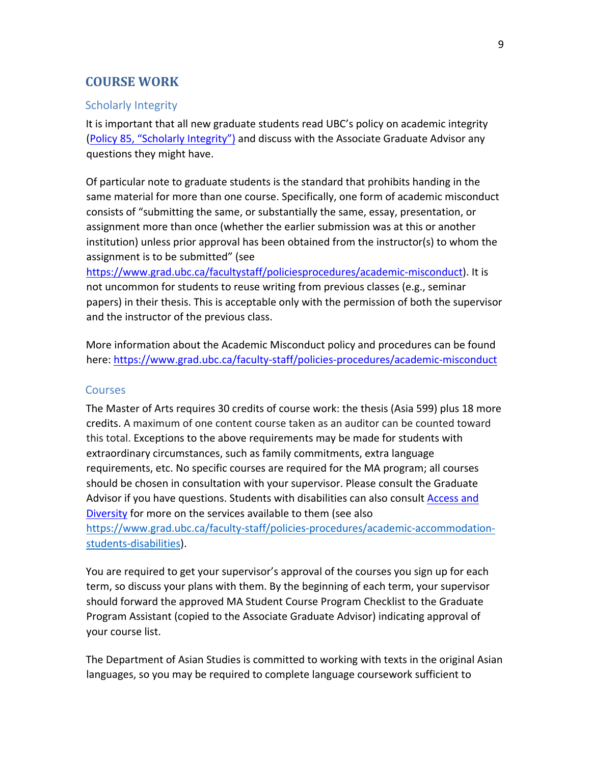## COURSE WORK

### Scholarly Integrity

It is important that all new graduate students read UBC's policy on academic integrity ([Policy 85, "Scholarly Integrity")](Policy 85, "Scholarly Integrity")) and discuss with the Associate Graduate Advisor any questions they might have.

Of particular note to graduate students is the standard that prohibits handing in the same material for more than one course. Specifically, one form of academic misconduct consists of "submitting the same, or substantially the same, essay, presentation, or assignment more than once (whether the earlier submission was at this or another institution) unless prior approval has been obtained from the instructor(s) to whom the assignment is to be submitted" (see https://www.grad.ubc.ca/facultystaff/policiesprocedures/academic-misconduct). It is not uncommon for students to reuse writing from previous classes (e.g., seminar papers) in their thesis. This is acceptable only with the permission of both the supervisor and the instructor of the previous class.

More information about the Academic Misconduct policy and procedures can be found here: https://www.grad.ubc.ca/faculty-staff/policies-procedures/academic-misconduct

### Courses

The Master of Arts requires 30 credits of course work: the thesis (Asia 599) plus 18 more credits. A maximum of one content course taken as an auditor can be counted toward this total. Exceptions to the above requirements may be made for students with extraordinary circumstances, such as family commitments, extra language requirements, etc. No specific courses are required for the MA program; all courses should be chosen in consultation with your supervisor. Please consult the Graduate Advisor if you have questions. Students with disabilities can also consult Access and Diversity for more on the services available to them (see also https://www.grad.ubc.ca/faculty-staff/policies-procedures/academic-accommodation-students-disabilities).

You are required to get your supervisor's approval of the courses you sign up for each term, so discuss your plans with them. By the beginning of each term, your supervisor should forward the approved MA Student Course Program Checklist to the Graduate Program Assistant (copied to the Associate Graduate Advisor) indicating approval of your course list.

The Department of Asian Studies is committed to working with texts in the original Asian languages, so you may be required to complete language coursework sufficient to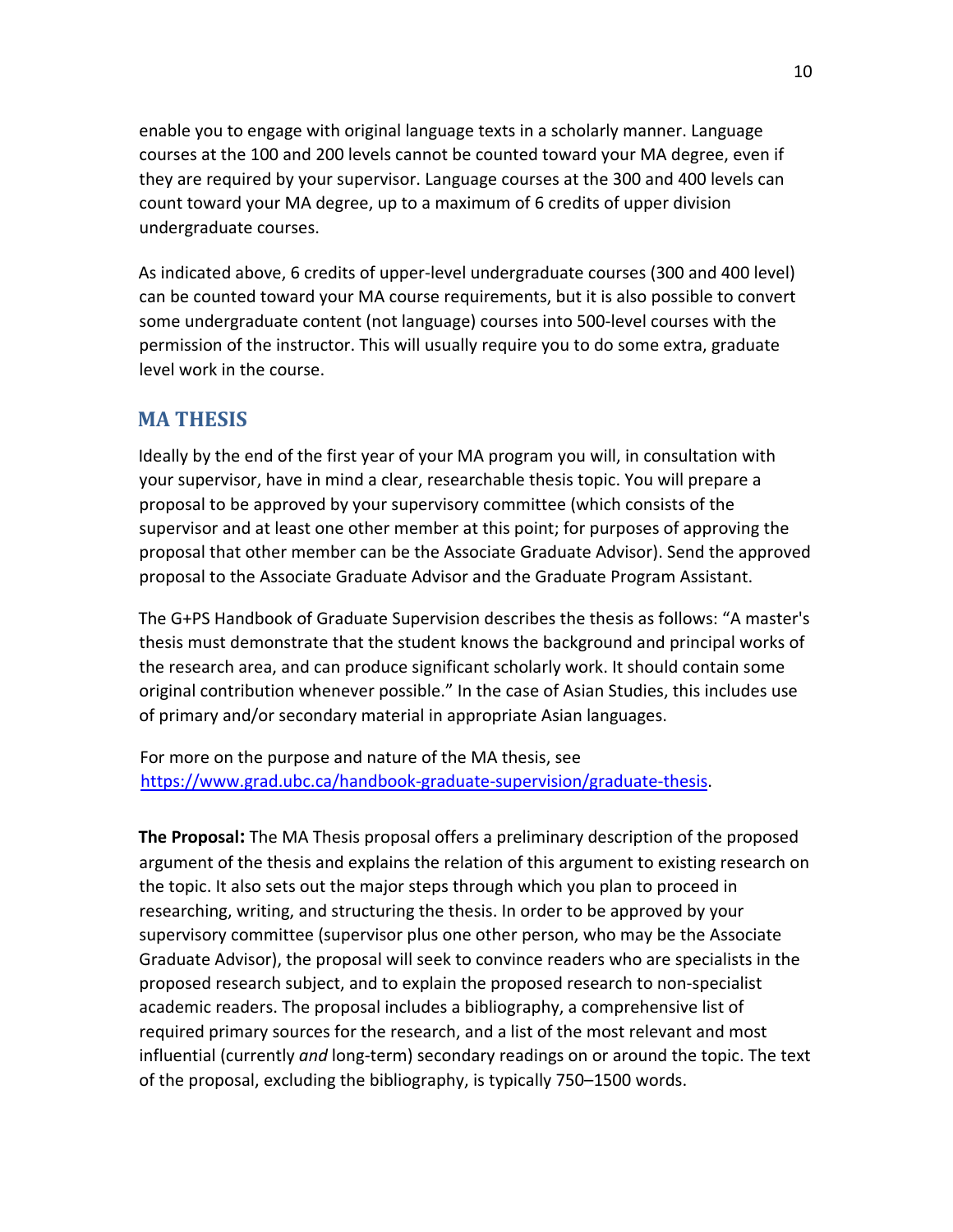enable you to engage with original language texts in a scholarly manner. Language courses at the 100 and 200 levels cannot be counted toward your MA degree, even if they are required by your supervisor. Language courses at the 300 and 400 levels can count toward your MA degree, up to a maximum of 6 credits of upper division undergraduate courses.

As indicated above, 6 credits of upper-level undergraduate courses (300 and 400 level) can be counted toward your MA course requirements, but it is also possible to convert some undergraduate content (not language) courses into 500-level courses with the permission of the instructor. This will usually require you to do some extra, graduate level work in the course.

## MA THESIS

Ideally by the end of the first year of your MA program you will, in consultation with your supervisor, have in mind a clear, researchable thesis topic. You will prepare a proposal to be approved by your supervisory committee (which consists of the supervisor and at least one other member at this point; for purposes of approving the proposal that other member can be the Associate Graduate Advisor). Send the approved proposal to the Associate Graduate Advisor and the Graduate Program Assistant.

The G+PS Handbook of Graduate Supervision describes the thesis as follows: "A master's thesis must demonstrate that the student knows the background and principal works of the research area, and can produce significant scholarly work. It should contain some original contribution whenever possible." In the case of Asian Studies, this includes use of primary and/or secondary material in appropriate Asian languages.

For more on the purpose and nature of the MA thesis, see [https://www.grad.ubc.ca/handbook-graduate-supervision/graduate-thesis](https://www.grad.ubc.ca/handbook-graduate-supervision/graduate-thesis).

**The Proposal:** The MA Thesis proposal offers a preliminary description of the proposed argument of the thesis and explains the relation of this argument to existing research on the topic. It also sets out the major steps through which you plan to proceed in researching, writing, and structuring the thesis. In order to be approved by your supervisory committee (supervisor plus one other person, who may be the Associate Graduate Advisor), the proposal will seek to convince readers who are specialists in the proposed research subject, and to explain the proposed research to non-specialist academic readers. The proposal includes a bibliography, a comprehensive list of required primary sources for the research, and a list of the most relevant and most influential (currently *and* long-term) secondary readings on or around the topic. The text of the proposal, excluding the bibliography, is typically 750–1500 words.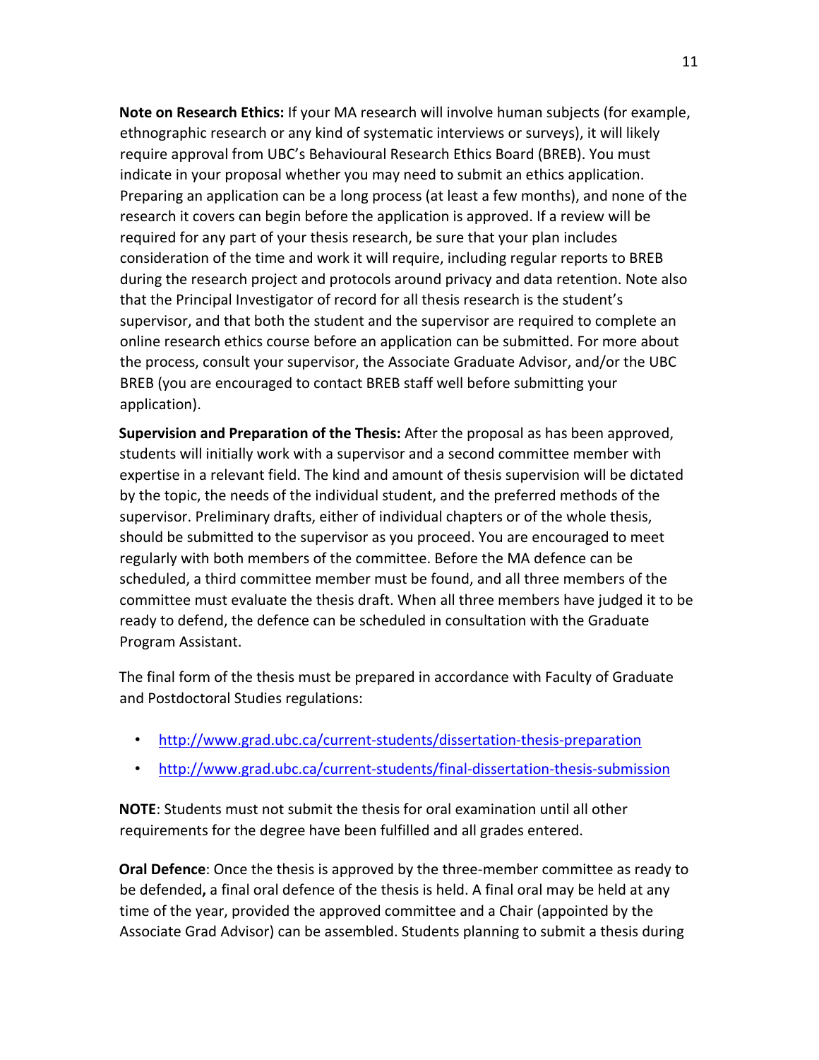**Note on Research Ethics:** If your MA research will involve human subjects (for example, ethnographic research or any kind of systematic interviews or surveys), it will likely require approval from UBC's Behavioural Research Ethics Board (BREB). You must indicate in your proposal whether you may need to submit an ethics application. Preparing an application can be a long process (at least a few months), and none of the research it covers can begin before the application is approved. If a review will be required for any part of your thesis research, be sure that your plan includes consideration of the time and work it will require, including regular reports to BREB during the research project and protocols around privacy and data retention. Note also that the Principal Investigator of record for all thesis research is the student's supervisor, and that both the student and the supervisor are required to complete an online research ethics course before an application can be submitted. For more about the process, consult your supervisor, the Associate Graduate Advisor, and/or the UBC BREB (you are encouraged to contact BREB staff well before submitting your application).

**Supervision and Preparation of the Thesis:** After the proposal as has been approved, students will initially work with a supervisor and a second committee member with expertise in a relevant field. The kind and amount of thesis supervision will be dictated by the topic, the needs of the individual student, and the preferred methods of the supervisor. Preliminary drafts, either of individual chapters or of the whole thesis, should be submitted to the supervisor as you proceed. You are encouraged to meet regularly with both members of the committee. Before the MA defence can be scheduled, a third committee member must be found, and all three members of the committee must evaluate the thesis draft. When all three members have judged it to be ready to defend, the defence can be scheduled in consultation with the Graduate Program Assistant.

The final form of the thesis must be prepared in accordance with Faculty of Graduate and Postdoctoral Studies regulations:

- http://www.grad.ubc.ca/current-students/dissertation-thesis-preparation
- http://www.grad.ubc.ca/current-students/final-dissertation-thesis-submission

**NOTE**: Students must not submit the thesis for oral examination until all other requirements for the degree have been fulfilled and all grades entered.

**Oral Defence**: Once the thesis is approved by the three-member committee as ready to be defended**,** a final oral defence of the thesis is held. A final oral may be held at any time of the year, provided the approved committee and a Chair (appointed by the Associate Grad Advisor) can be assembled. Students planning to submit a thesis during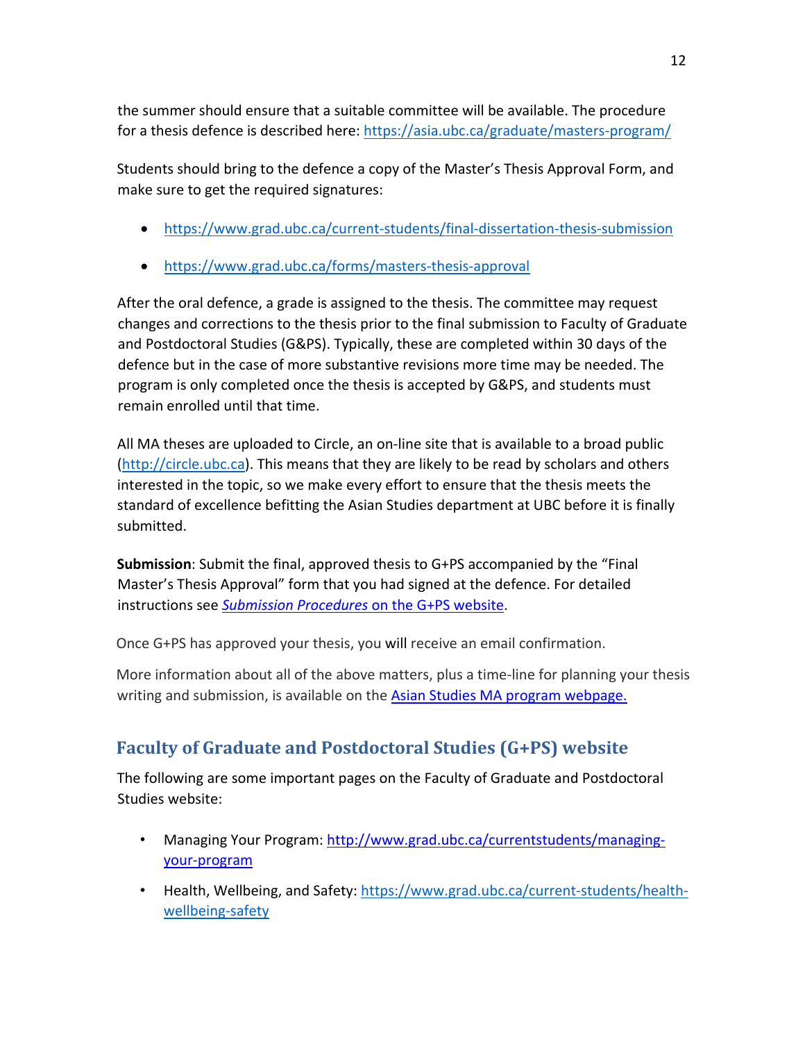the summer should ensure that a suitable committee will be available. The procedure for a thesis defence is described here: https://asia.ubc.ca/graduate/masters-program/

Students should bring to the defence a copy of the Master's Thesis Approval Form, and make sure to get the required signatures:

- https://www.grad.ubc.ca/current-students/final-dissertation-thesis-submission
- https://www.grad.ubc.ca/forms/masters-thesis-approval

After the oral defence, a grade is assigned to the thesis. The committee may request changes and corrections to the thesis prior to the final submission to Faculty of Graduate and Postdoctoral Studies (G&PS). Typically, these are completed within 30 days of the defence but in the case of more substantive revisions more time may be needed. The program is only completed once the thesis is accepted by G&PS, and students must remain enrolled until that time.

All MA theses are uploaded to Circle, an on-line site that is available to a broad public (http://circle.ubc.ca). This means that they are likely to be read by scholars and others interested in the topic, so we make every effort to ensure that the thesis meets the standard of excellence befitting the Asian Studies department at UBC before it is finally submitted.

**Submission**: Submit the final, approved thesis to G+PS accompanied by the "Final Master's Thesis Approval" form that you had signed at the defence. For detailed instructions see *Submission Procedures* on the G+PS website.

Once G+PS has approved your thesis, you will receive an email confirmation.

More information about all of the above matters, plus a time-line for planning your thesis writing and submission, is available on the Asian Studies MA program webpage.

## Faculty of Graduate and Postdoctoral Studies (G+PS) website

The following are some important pages on the Faculty of Graduate and Postdoctoral Studies website:

- Managing Your Program: http://www.grad.ubc.ca/currentstudents/managing-your-program
- Health, Wellbeing, and Safety: https://www.grad.ubc.ca/current-students/health-wellbeing-safety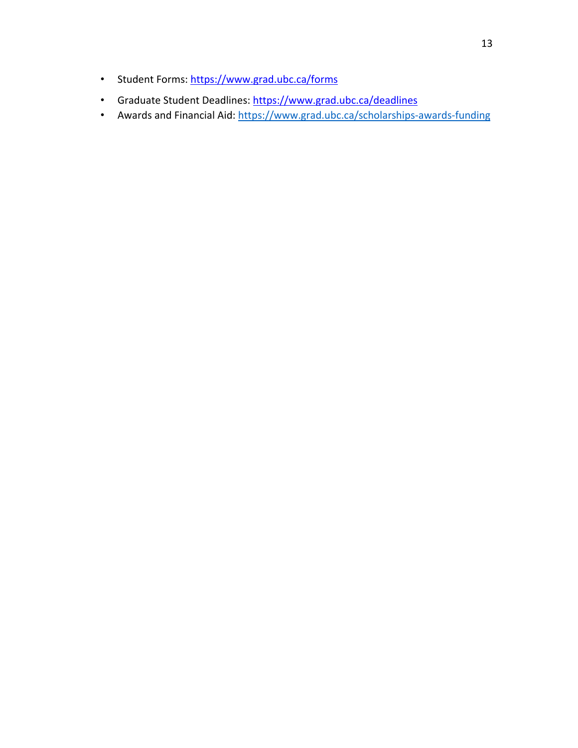- Student Forms: https://www.grad.ubc.ca/forms
- Graduate Student Deadlines: https://www.grad.ubc.ca/deadlines
- Awards and Financial Aid: https://www.grad.ubc.ca/scholarships-awards-funding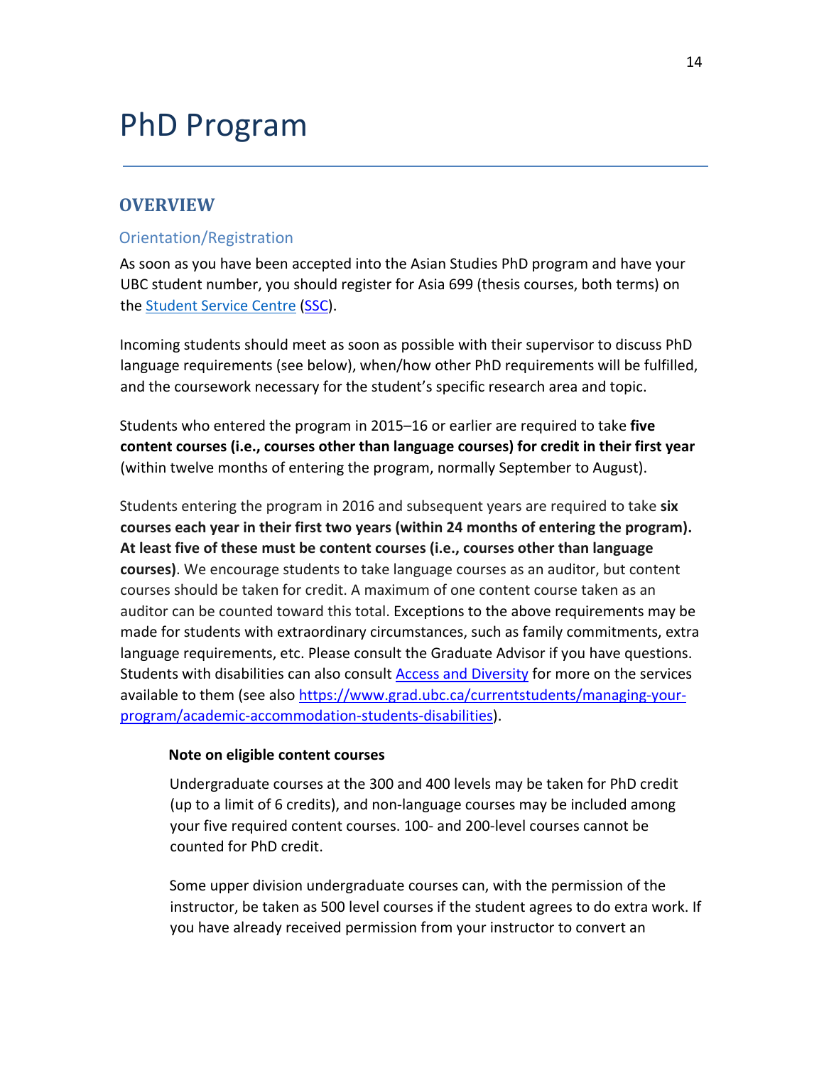# PhD Program

## OVERVIEW

### Orientation/Registration

As soon as you have been accepted into the Asian Studies PhD program and have your UBC student number, you should register for Asia 699 (thesis courses, both terms) on the [Student Service Centre](Student Service Centre) ([SSC](SSC)).

Incoming students should meet as soon as possible with their supervisor to discuss PhD language requirements (see below), when/how other PhD requirements will be fulfilled, and the coursework necessary for the student's specific research area and topic.

Students who entered the program in 2015–16 or earlier are required to take **five content courses (i.e., courses other than language courses) for credit in their first year** (within twelve months of entering the program, normally September to August).

Students entering the program in 2016 and subsequent years are required to take **six courses each year in their first two years (within 24 months of entering the program). At least five of these must be content courses (i.e., courses other than language courses)**. We encourage students to take language courses as an auditor, but content courses should be taken for credit. A maximum of one content course taken as an auditor can be counted toward this total. Exceptions to the above requirements may be made for students with extraordinary circumstances, such as family commitments, extra language requirements, etc. Please consult the Graduate Advisor if you have questions. Students with disabilities can also consult [Access and Diversity](Access and Diversity) for more on the services available to them (see also [https://www.grad.ubc.ca/currentstudents/managing-your-program/academic-accommodation-students-disabilities](https://www.grad.ubc.ca/currentstudents/managing-your-program/academic-accommodation-students-disabilities)).

> **Note on eligible content courses**
>
> Undergraduate courses at the 300 and 400 levels may be taken for PhD credit (up to a limit of 6 credits), and non-language courses may be included among your five required content courses. 100- and 200-level courses cannot be counted for PhD credit.
>
> Some upper division undergraduate courses can, with the permission of the instructor, be taken as 500 level courses if the student agrees to do extra work. If you have already received permission from your instructor to convert an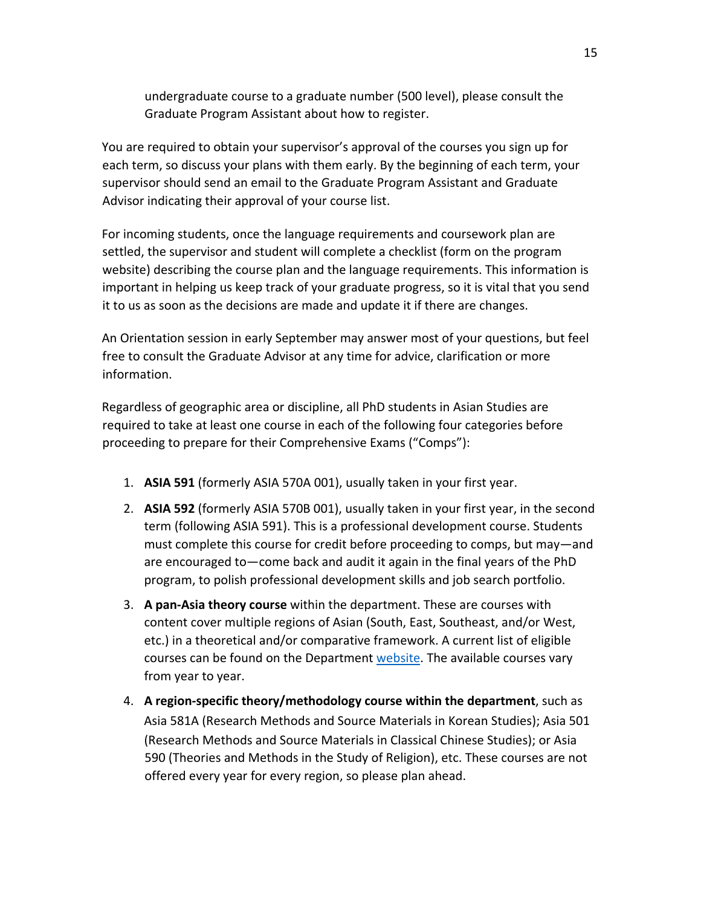undergraduate course to a graduate number (500 level), please consult the Graduate Program Assistant about how to register.

You are required to obtain your supervisor's approval of the courses you sign up for each term, so discuss your plans with them early. By the beginning of each term, your supervisor should send an email to the Graduate Program Assistant and Graduate Advisor indicating their approval of your course list.

For incoming students, once the language requirements and coursework plan are settled, the supervisor and student will complete a checklist (form on the program website) describing the course plan and the language requirements. This information is important in helping us keep track of your graduate progress, so it is vital that you send it to us as soon as the decisions are made and update it if there are changes.

An Orientation session in early September may answer most of your questions, but feel free to consult the Graduate Advisor at any time for advice, clarification or more information.

Regardless of geographic area or discipline, all PhD students in Asian Studies are required to take at least one course in each of the following four categories before proceeding to prepare for their Comprehensive Exams ("Comps"):

1. **ASIA 591** (formerly ASIA 570A 001), usually taken in your first year.
2. **ASIA 592** (formerly ASIA 570B 001), usually taken in your first year, in the second term (following ASIA 591). This is a professional development course. Students must complete this course for credit before proceeding to comps, but may—and are encouraged to—come back and audit it again in the final years of the PhD program, to polish professional development skills and job search portfolio.
3. **A pan-Asia theory course** within the department. These are courses with content cover multiple regions of Asian (South, East, Southeast, and/or West, etc.) in a theoretical and/or comparative framework. A current list of eligible courses can be found on the Department website. The available courses vary from year to year.
4. **A region-specific theory/methodology course within the department**, such as Asia 581A (Research Methods and Source Materials in Korean Studies); Asia 501 (Research Methods and Source Materials in Classical Chinese Studies); or Asia 590 (Theories and Methods in the Study of Religion), etc. These courses are not offered every year for every region, so please plan ahead.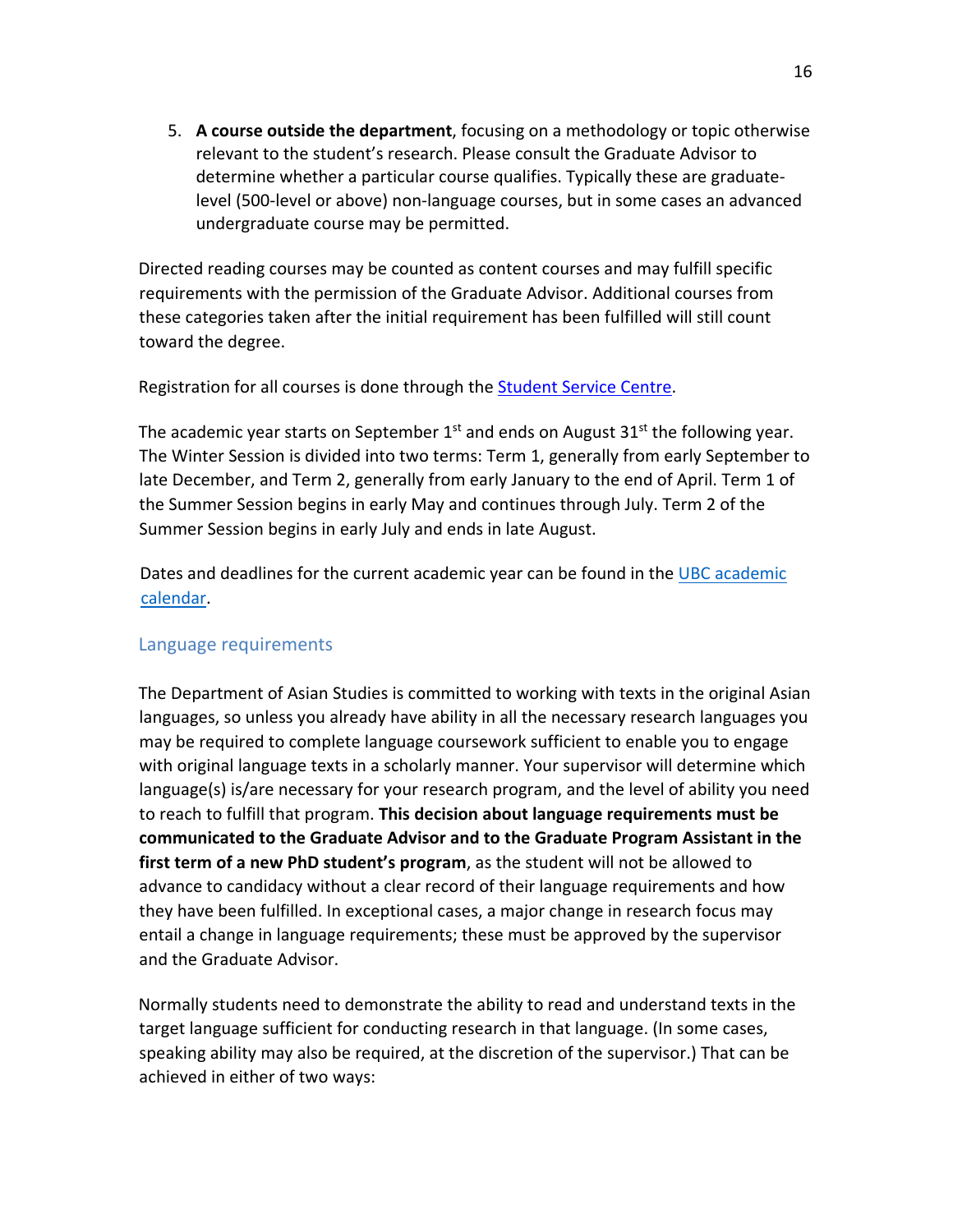5. **A course outside the department**, focusing on a methodology or topic otherwise relevant to the student's research. Please consult the Graduate Advisor to determine whether a particular course qualifies. Typically these are graduate-level (500-level or above) non-language courses, but in some cases an advanced undergraduate course may be permitted.

Directed reading courses may be counted as content courses and may fulfill specific requirements with the permission of the Graduate Advisor. Additional courses from these categories taken after the initial requirement has been fulfilled will still count toward the degree.

Registration for all courses is done through the [Student Service Centre](Student Service Centre).

The academic year starts on September 1st and ends on August 31st the following year. The Winter Session is divided into two terms: Term 1, generally from early September to late December, and Term 2, generally from early January to the end of April. Term 1 of the Summer Session begins in early May and continues through July. Term 2 of the Summer Session begins in early July and ends in late August.

Dates and deadlines for the current academic year can be found in the [UBC academic calendar](UBC academic calendar).

## Language requirements

The Department of Asian Studies is committed to working with texts in the original Asian languages, so unless you already have ability in all the necessary research languages you may be required to complete language coursework sufficient to enable you to engage with original language texts in a scholarly manner. Your supervisor will determine which language(s) is/are necessary for your research program, and the level of ability you need to reach to fulfill that program. **This decision about language requirements must be communicated to the Graduate Advisor and to the Graduate Program Assistant in the first term of a new PhD student's program**, as the student will not be allowed to advance to candidacy without a clear record of their language requirements and how they have been fulfilled. In exceptional cases, a major change in research focus may entail a change in language requirements; these must be approved by the supervisor and the Graduate Advisor.

Normally students need to demonstrate the ability to read and understand texts in the target language sufficient for conducting research in that language. (In some cases, speaking ability may also be required, at the discretion of the supervisor.) That can be achieved in either of two ways: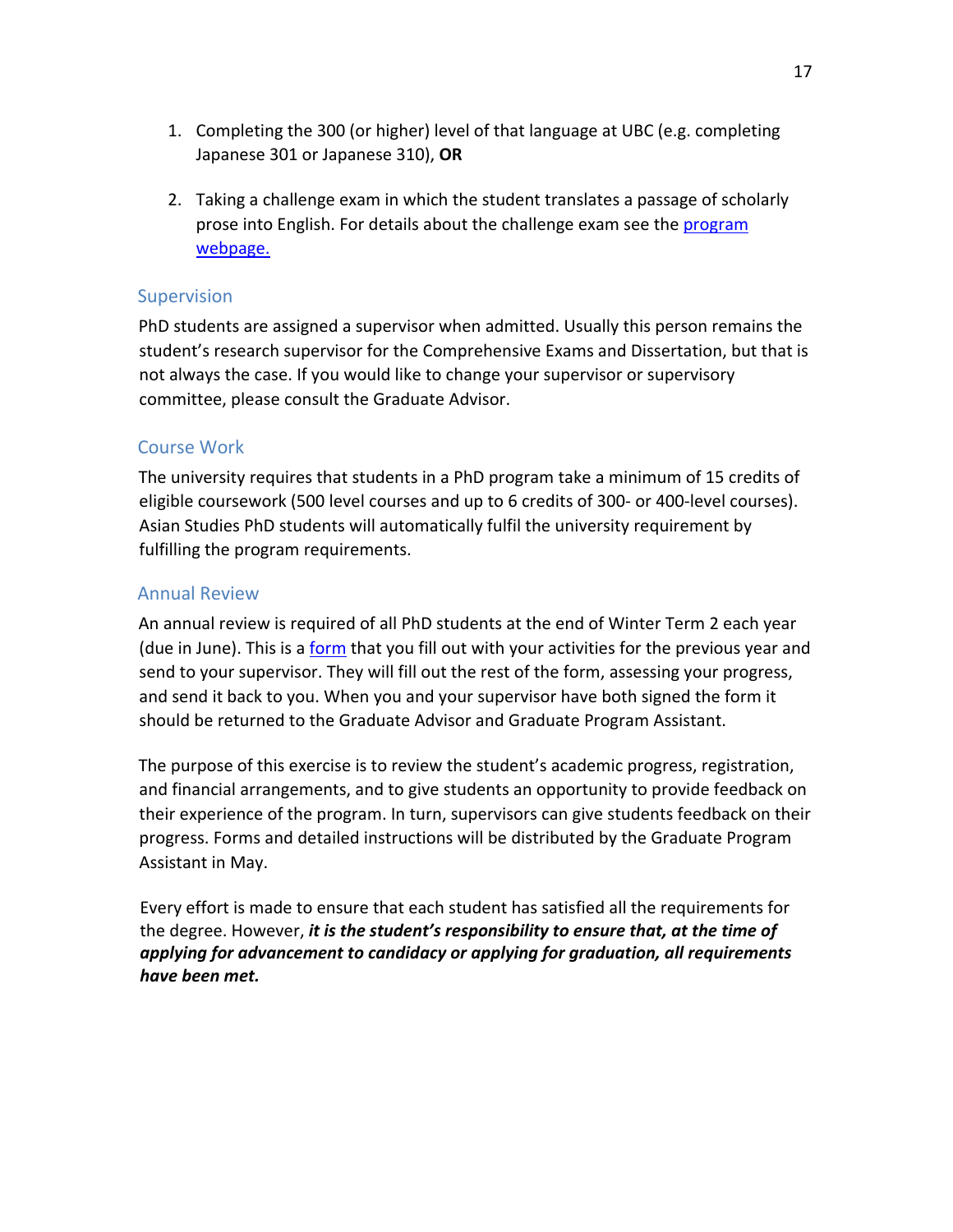1. Completing the 300 (or higher) level of that language at UBC (e.g. completing Japanese 301 or Japanese 310), **OR**

2. Taking a challenge exam in which the student translates a passage of scholarly prose into English. For details about the challenge exam see the program webpage.

### Supervision

PhD students are assigned a supervisor when admitted. Usually this person remains the student's research supervisor for the Comprehensive Exams and Dissertation, but that is not always the case. If you would like to change your supervisor or supervisory committee, please consult the Graduate Advisor.

### Course Work

The university requires that students in a PhD program take a minimum of 15 credits of eligible coursework (500 level courses and up to 6 credits of 300- or 400-level courses). Asian Studies PhD students will automatically fulfil the university requirement by fulfilling the program requirements.

### Annual Review

An annual review is required of all PhD students at the end of Winter Term 2 each year (due in June). This is a form that you fill out with your activities for the previous year and send to your supervisor. They will fill out the rest of the form, assessing your progress, and send it back to you. When you and your supervisor have both signed the form it should be returned to the Graduate Advisor and Graduate Program Assistant.

The purpose of this exercise is to review the student's academic progress, registration, and financial arrangements, and to give students an opportunity to provide feedback on their experience of the program. In turn, supervisors can give students feedback on their progress. Forms and detailed instructions will be distributed by the Graduate Program Assistant in May.

Every effort is made to ensure that each student has satisfied all the requirements for the degree. However, ***it is the student's responsibility to ensure that, at the time of applying for advancement to candidacy or applying for graduation, all requirements have been met.***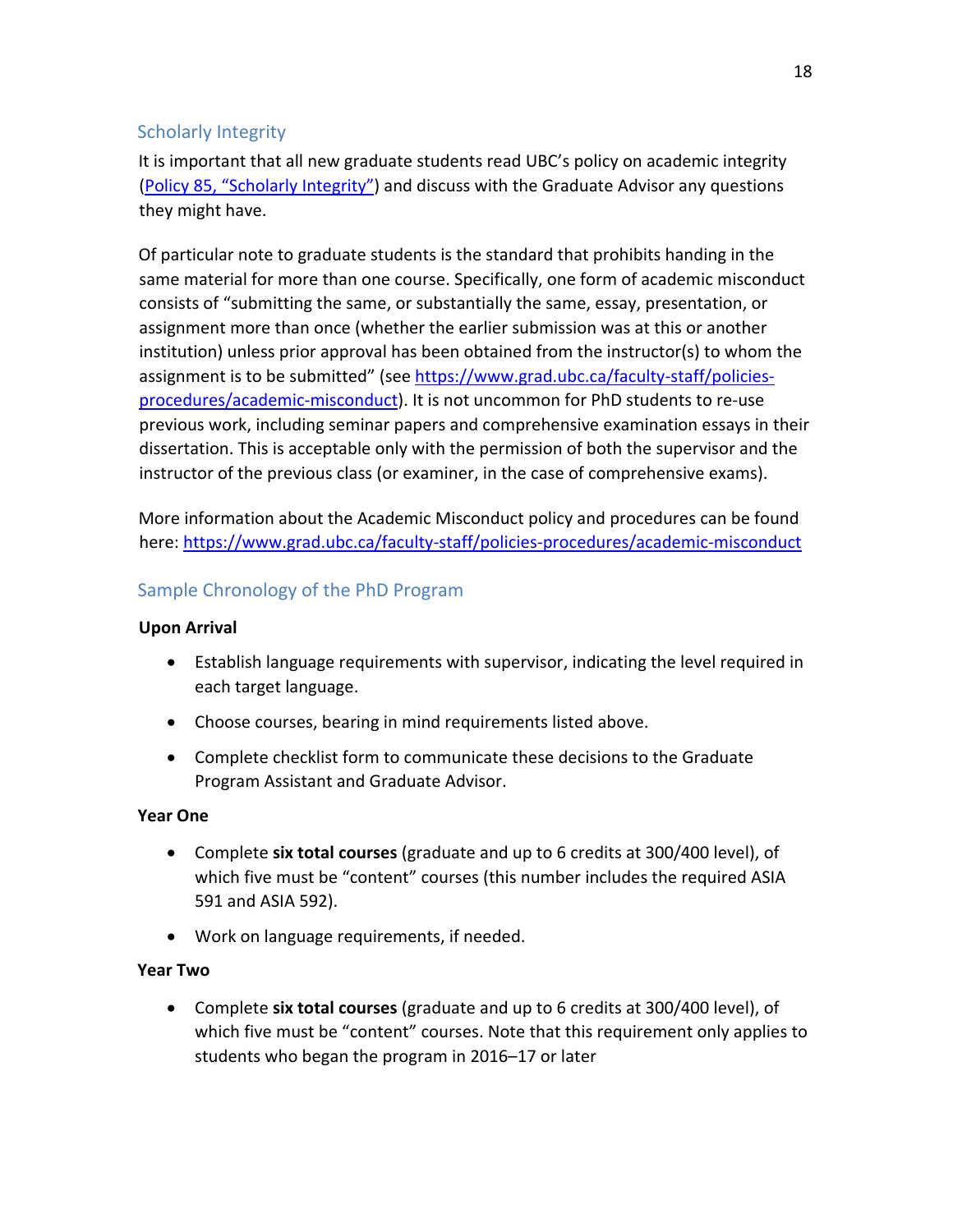## Scholarly Integrity

It is important that all new graduate students read UBC's policy on academic integrity ([Policy 85, "Scholarly Integrity"]) and discuss with the Graduate Advisor any questions they might have.

Of particular note to graduate students is the standard that prohibits handing in the same material for more than one course. Specifically, one form of academic misconduct consists of "submitting the same, or substantially the same, essay, presentation, or assignment more than once (whether the earlier submission was at this or another institution) unless prior approval has been obtained from the instructor(s) to whom the assignment is to be submitted" (see https://www.grad.ubc.ca/faculty-staff/policies-procedures/academic-misconduct). It is not uncommon for PhD students to re-use previous work, including seminar papers and comprehensive examination essays in their dissertation. This is acceptable only with the permission of both the supervisor and the instructor of the previous class (or examiner, in the case of comprehensive exams).

More information about the Academic Misconduct policy and procedures can be found here: https://www.grad.ubc.ca/faculty-staff/policies-procedures/academic-misconduct

## Sample Chronology of the PhD Program

**Upon Arrival**

- Establish language requirements with supervisor, indicating the level required in each target language.
- Choose courses, bearing in mind requirements listed above.
- Complete checklist form to communicate these decisions to the Graduate Program Assistant and Graduate Advisor.

**Year One**

- Complete **six total courses** (graduate and up to 6 credits at 300/400 level), of which five must be "content" courses (this number includes the required ASIA 591 and ASIA 592).
- Work on language requirements, if needed.

**Year Two**

- Complete **six total courses** (graduate and up to 6 credits at 300/400 level), of which five must be "content" courses. Note that this requirement only applies to students who began the program in 2016–17 or later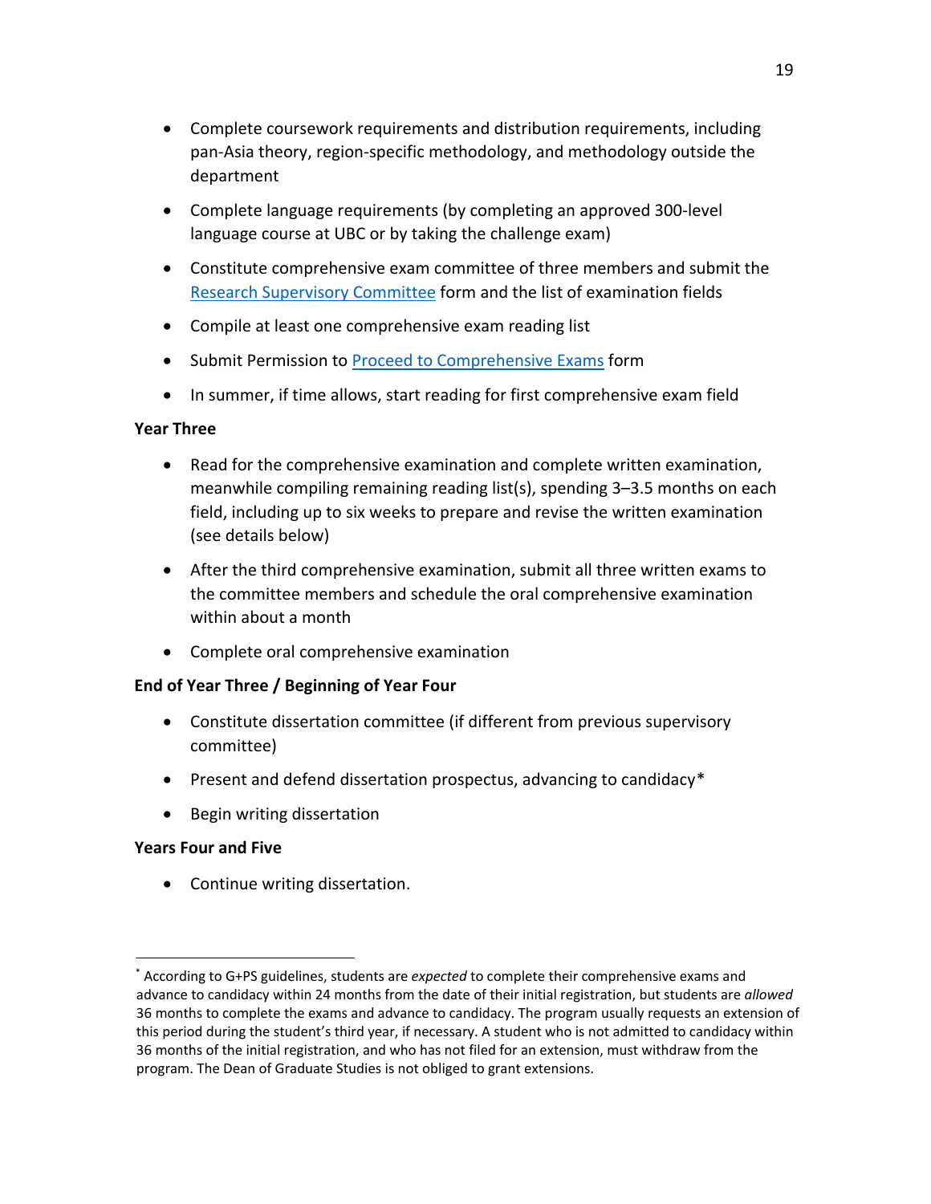- Complete coursework requirements and distribution requirements, including pan-Asia theory, region-specific methodology, and methodology outside the department
- Complete language requirements (by completing an approved 300-level language course at UBC or by taking the challenge exam)
- Constitute comprehensive exam committee of three members and submit the [Research Supervisory Committee]() form and the list of examination fields
- Compile at least one comprehensive exam reading list
- Submit Permission to [Proceed to Comprehensive Exams]() form
- In summer, if time allows, start reading for first comprehensive exam field

**Year Three**

- Read for the comprehensive examination and complete written examination, meanwhile compiling remaining reading list(s), spending 3–3.5 months on each field, including up to six weeks to prepare and revise the written examination (see details below)
- After the third comprehensive examination, submit all three written exams to the committee members and schedule the oral comprehensive examination within about a month
- Complete oral comprehensive examination

**End of Year Three / Beginning of Year Four**

- Constitute dissertation committee (if different from previous supervisory committee)
- Present and defend dissertation prospectus, advancing to candidacy*
- Begin writing dissertation

**Years Four and Five**

- Continue writing dissertation.

---

* According to G+PS guidelines, students are *expected* to complete their comprehensive exams and advance to candidacy within 24 months from the date of their initial registration, but students are *allowed* 36 months to complete the exams and advance to candidacy. The program usually requests an extension of this period during the student's third year, if necessary. A student who is not admitted to candidacy within 36 months of the initial registration, and who has not filed for an extension, must withdraw from the program. The Dean of Graduate Studies is not obliged to grant extensions.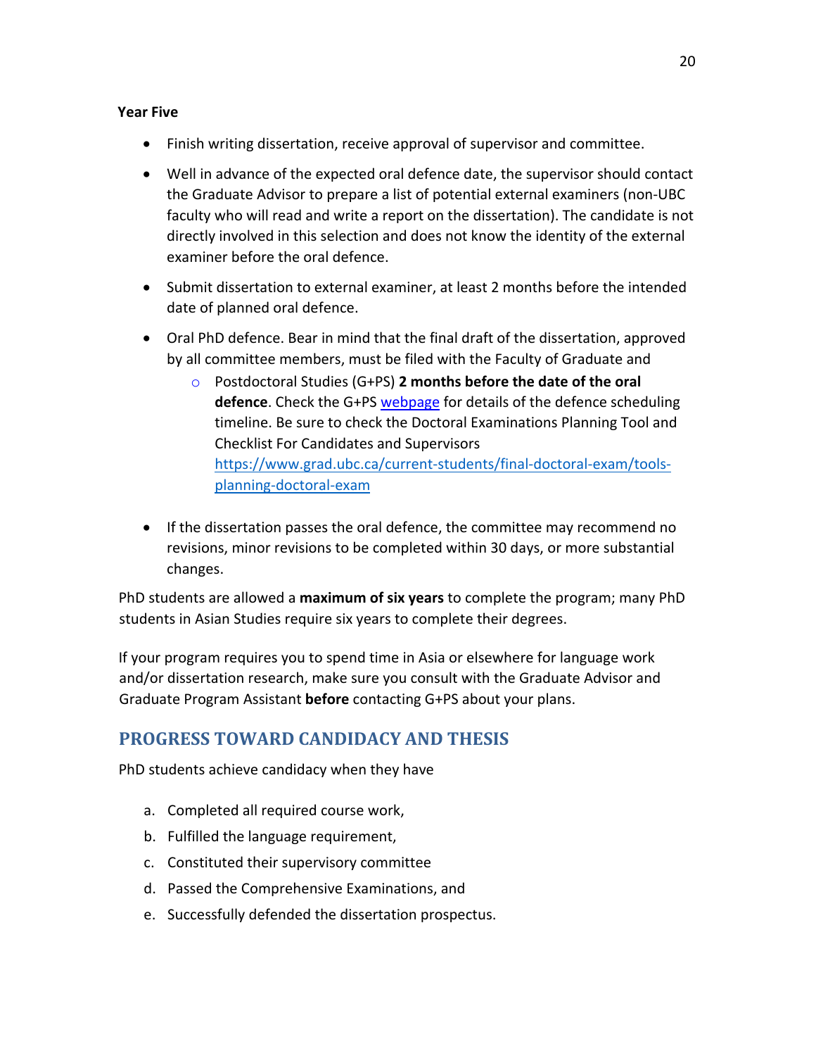**Year Five**

- Finish writing dissertation, receive approval of supervisor and committee.
- Well in advance of the expected oral defence date, the supervisor should contact the Graduate Advisor to prepare a list of potential external examiners (non-UBC faculty who will read and write a report on the dissertation). The candidate is not directly involved in this selection and does not know the identity of the external examiner before the oral defence.
- Submit dissertation to external examiner, at least 2 months before the intended date of planned oral defence.
- Oral PhD defence. Bear in mind that the final draft of the dissertation, approved by all committee members, must be filed with the Faculty of Graduate and
    - Postdoctoral Studies (G+PS) **2 months before the date of the oral defence**. Check the G+PS [webpage]() for details of the defence scheduling timeline. Be sure to check the Doctoral Examinations Planning Tool and Checklist For Candidates and Supervisors [https://www.grad.ubc.ca/current-students/final-doctoral-exam/tools-planning-doctoral-exam](https://www.grad.ubc.ca/current-students/final-doctoral-exam/tools-planning-doctoral-exam)
- If the dissertation passes the oral defence, the committee may recommend no revisions, minor revisions to be completed within 30 days, or more substantial changes.

PhD students are allowed a **maximum of six years** to complete the program; many PhD students in Asian Studies require six years to complete their degrees.

If your program requires you to spend time in Asia or elsewhere for language work and/or dissertation research, make sure you consult with the Graduate Advisor and Graduate Program Assistant **before** contacting G+PS about your plans.

## PROGRESS TOWARD CANDIDACY AND THESIS

PhD students achieve candidacy when they have

a. Completed all required course work,
b. Fulfilled the language requirement,
c. Constituted their supervisory committee
d. Passed the Comprehensive Examinations, and
e. Successfully defended the dissertation prospectus.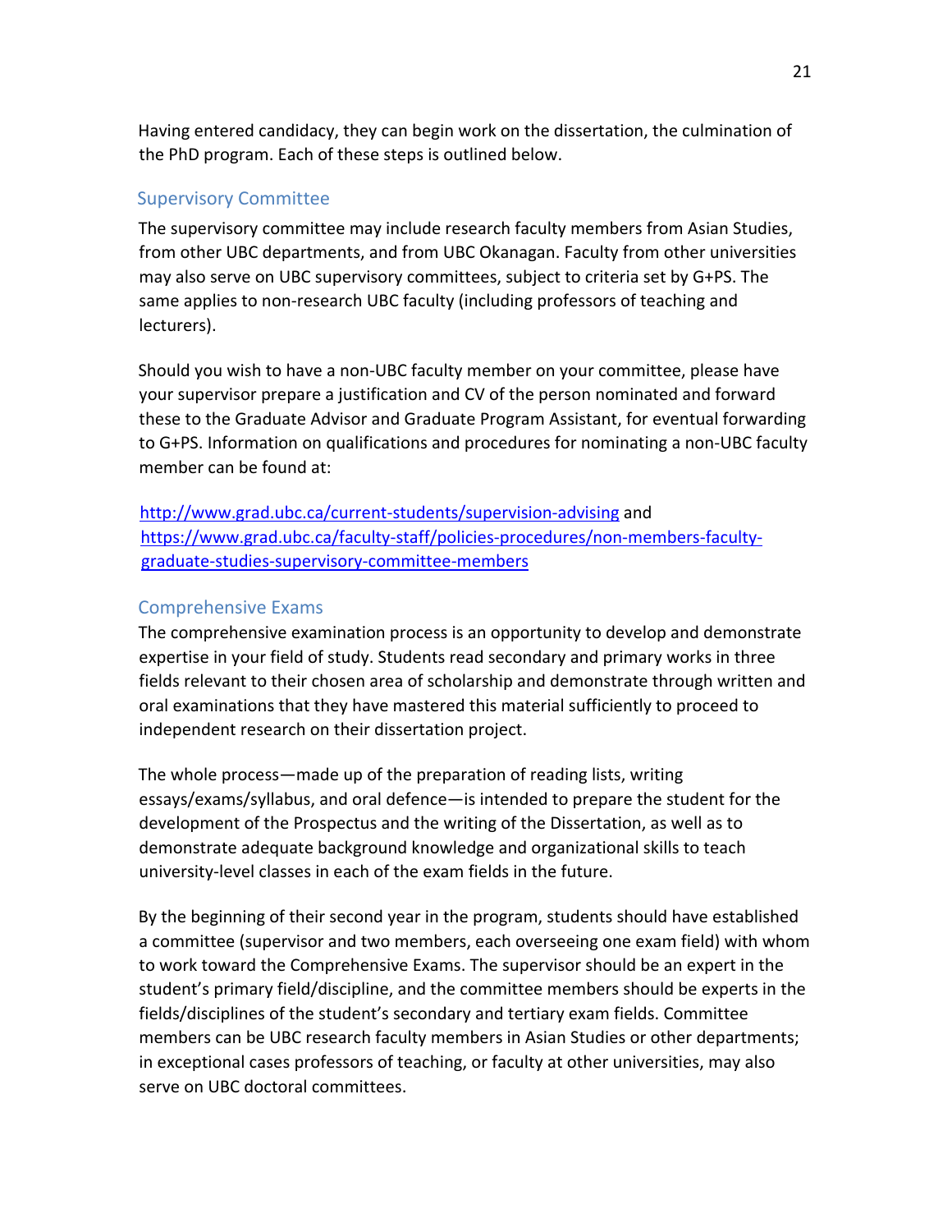Having entered candidacy, they can begin work on the dissertation, the culmination of the PhD program. Each of these steps is outlined below.

## Supervisory Committee

The supervisory committee may include research faculty members from Asian Studies, from other UBC departments, and from UBC Okanagan. Faculty from other universities may also serve on UBC supervisory committees, subject to criteria set by G+PS. The same applies to non-research UBC faculty (including professors of teaching and lecturers).

Should you wish to have a non-UBC faculty member on your committee, please have your supervisor prepare a justification and CV of the person nominated and forward these to the Graduate Advisor and Graduate Program Assistant, for eventual forwarding to G+PS. Information on qualifications and procedures for nominating a non-UBC faculty member can be found at:

http://www.grad.ubc.ca/current-students/supervision-advising and https://www.grad.ubc.ca/faculty-staff/policies-procedures/non-members-faculty-graduate-studies-supervisory-committee-members

## Comprehensive Exams

The comprehensive examination process is an opportunity to develop and demonstrate expertise in your field of study. Students read secondary and primary works in three fields relevant to their chosen area of scholarship and demonstrate through written and oral examinations that they have mastered this material sufficiently to proceed to independent research on their dissertation project.

The whole process—made up of the preparation of reading lists, writing essays/exams/syllabus, and oral defence—is intended to prepare the student for the development of the Prospectus and the writing of the Dissertation, as well as to demonstrate adequate background knowledge and organizational skills to teach university-level classes in each of the exam fields in the future.

By the beginning of their second year in the program, students should have established a committee (supervisor and two members, each overseeing one exam field) with whom to work toward the Comprehensive Exams. The supervisor should be an expert in the student's primary field/discipline, and the committee members should be experts in the fields/disciplines of the student's secondary and tertiary exam fields. Committee members can be UBC research faculty members in Asian Studies or other departments; in exceptional cases professors of teaching, or faculty at other universities, may also serve on UBC doctoral committees.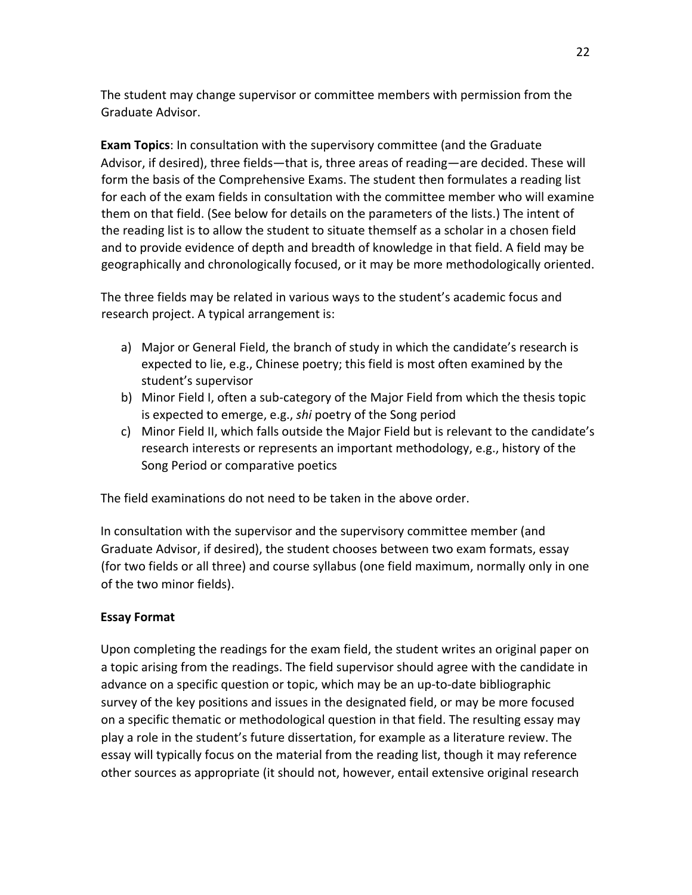The student may change supervisor or committee members with permission from the Graduate Advisor.

**Exam Topics**: In consultation with the supervisory committee (and the Graduate Advisor, if desired), three fields—that is, three areas of reading—are decided. These will form the basis of the Comprehensive Exams. The student then formulates a reading list for each of the exam fields in consultation with the committee member who will examine them on that field. (See below for details on the parameters of the lists.) The intent of the reading list is to allow the student to situate themself as a scholar in a chosen field and to provide evidence of depth and breadth of knowledge in that field. A field may be geographically and chronologically focused, or it may be more methodologically oriented.

The three fields may be related in various ways to the student's academic focus and research project. A typical arrangement is:

a) Major or General Field, the branch of study in which the candidate's research is expected to lie, e.g., Chinese poetry; this field is most often examined by the student's supervisor
b) Minor Field I, often a sub-category of the Major Field from which the thesis topic is expected to emerge, e.g., *shi* poetry of the Song period
c) Minor Field II, which falls outside the Major Field but is relevant to the candidate's research interests or represents an important methodology, e.g., history of the Song Period or comparative poetics

The field examinations do not need to be taken in the above order.

In consultation with the supervisor and the supervisory committee member (and Graduate Advisor, if desired), the student chooses between two exam formats, essay (for two fields or all three) and course syllabus (one field maximum, normally only in one of the two minor fields).

**Essay Format**

Upon completing the readings for the exam field, the student writes an original paper on a topic arising from the readings. The field supervisor should agree with the candidate in advance on a specific question or topic, which may be an up-to-date bibliographic survey of the key positions and issues in the designated field, or may be more focused on a specific thematic or methodological question in that field. The resulting essay may play a role in the student's future dissertation, for example as a literature review. The essay will typically focus on the material from the reading list, though it may reference other sources as appropriate (it should not, however, entail extensive original research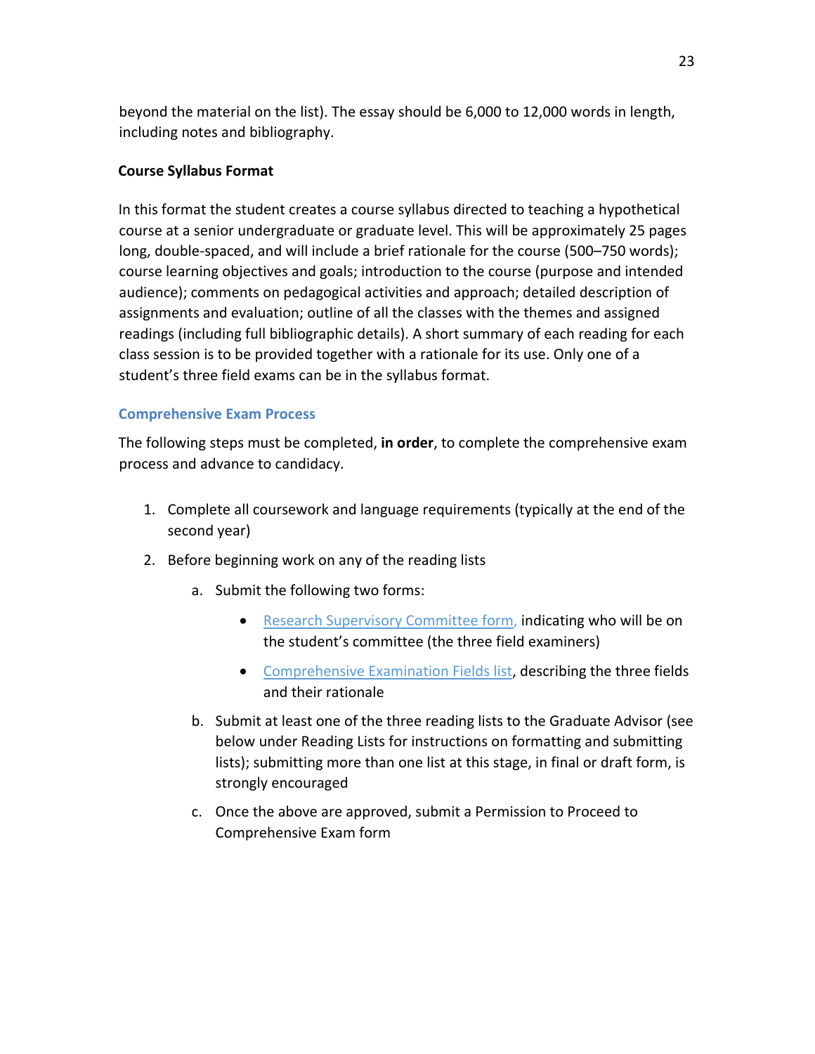beyond the material on the list). The essay should be 6,000 to 12,000 words in length, including notes and bibliography.

**Course Syllabus Format**

In this format the student creates a course syllabus directed to teaching a hypothetical course at a senior undergraduate or graduate level. This will be approximately 25 pages long, double-spaced, and will include a brief rationale for the course (500–750 words); course learning objectives and goals; introduction to the course (purpose and intended audience); comments on pedagogical activities and approach; detailed description of assignments and evaluation; outline of all the classes with the themes and assigned readings (including full bibliographic details). A short summary of each reading for each class session is to be provided together with a rationale for its use. Only one of a student's three field exams can be in the syllabus format.

### Comprehensive Exam Process

The following steps must be completed, **in order**, to complete the comprehensive exam process and advance to candidacy.

1. Complete all coursework and language requirements (typically at the end of the second year)
2. Before beginning work on any of the reading lists
    a. Submit the following two forms:
        - Research Supervisory Committee form, indicating who will be on the student's committee (the three field examiners)
        - Comprehensive Examination Fields list, describing the three fields and their rationale

    b. Submit at least one of the three reading lists to the Graduate Advisor (see below under Reading Lists for instructions on formatting and submitting lists); submitting more than one list at this stage, in final or draft form, is strongly encouraged

    c. Once the above are approved, submit a Permission to Proceed to Comprehensive Exam form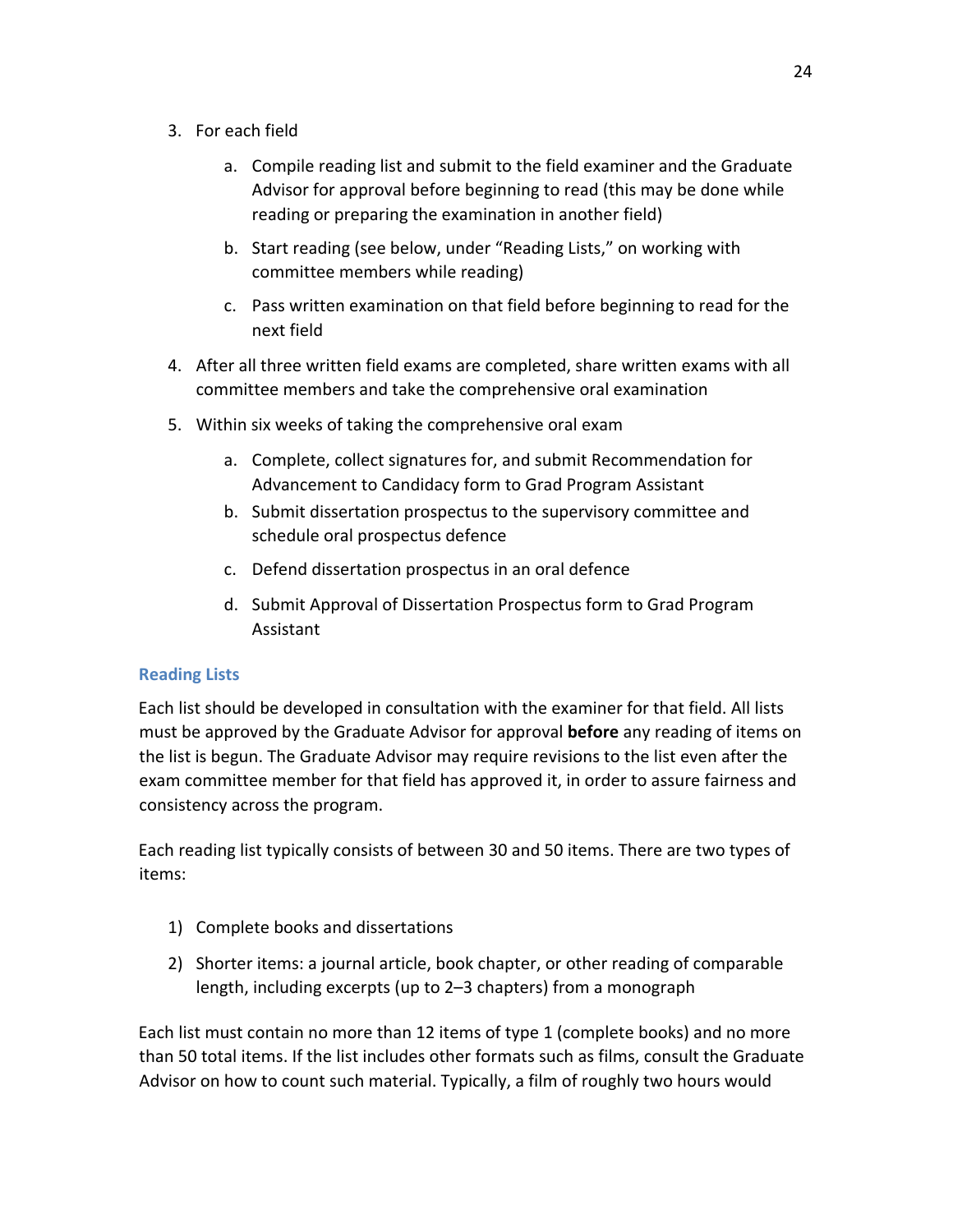3. For each field

    a. Compile reading list and submit to the field examiner and the Graduate Advisor for approval before beginning to read (this may be done while reading or preparing the examination in another field)

    b. Start reading (see below, under "Reading Lists," on working with committee members while reading)

    c. Pass written examination on that field before beginning to read for the next field

4. After all three written field exams are completed, share written exams with all committee members and take the comprehensive oral examination

5. Within six weeks of taking the comprehensive oral exam

    a. Complete, collect signatures for, and submit Recommendation for Advancement to Candidacy form to Grad Program Assistant

    b. Submit dissertation prospectus to the supervisory committee and schedule oral prospectus defence

    c. Defend dissertation prospectus in an oral defence

    d. Submit Approval of Dissertation Prospectus form to Grad Program Assistant

### Reading Lists

Each list should be developed in consultation with the examiner for that field. All lists must be approved by the Graduate Advisor for approval **before** any reading of items on the list is begun. The Graduate Advisor may require revisions to the list even after the exam committee member for that field has approved it, in order to assure fairness and consistency across the program.

Each reading list typically consists of between 30 and 50 items. There are two types of items:

1) Complete books and dissertations

2) Shorter items: a journal article, book chapter, or other reading of comparable length, including excerpts (up to 2–3 chapters) from a monograph

Each list must contain no more than 12 items of type 1 (complete books) and no more than 50 total items. If the list includes other formats such as films, consult the Graduate Advisor on how to count such material. Typically, a film of roughly two hours would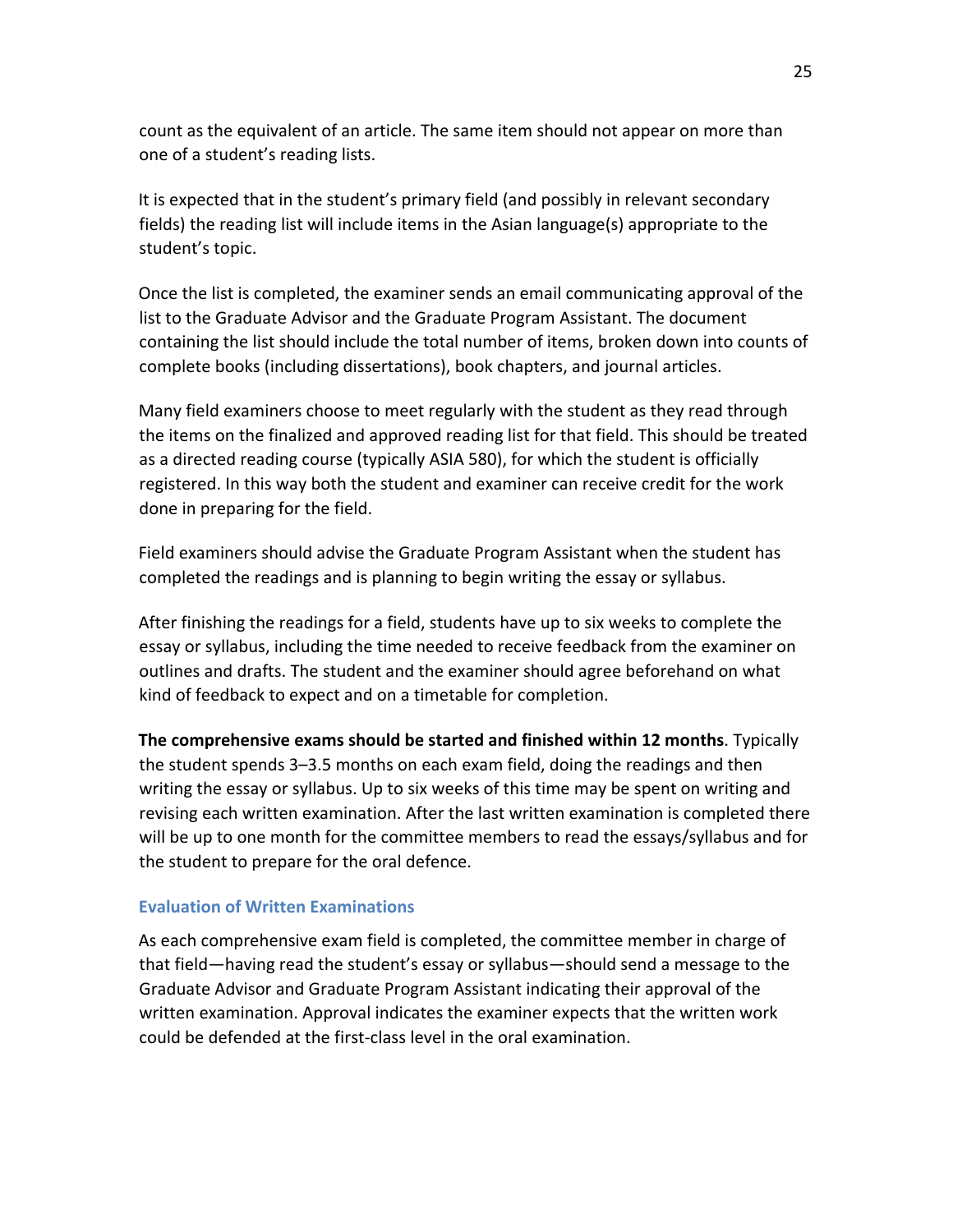count as the equivalent of an article. The same item should not appear on more than one of a student's reading lists.

It is expected that in the student's primary field (and possibly in relevant secondary fields) the reading list will include items in the Asian language(s) appropriate to the student's topic.

Once the list is completed, the examiner sends an email communicating approval of the list to the Graduate Advisor and the Graduate Program Assistant. The document containing the list should include the total number of items, broken down into counts of complete books (including dissertations), book chapters, and journal articles.

Many field examiners choose to meet regularly with the student as they read through the items on the finalized and approved reading list for that field. This should be treated as a directed reading course (typically ASIA 580), for which the student is officially registered. In this way both the student and examiner can receive credit for the work done in preparing for the field.

Field examiners should advise the Graduate Program Assistant when the student has completed the readings and is planning to begin writing the essay or syllabus.

After finishing the readings for a field, students have up to six weeks to complete the essay or syllabus, including the time needed to receive feedback from the examiner on outlines and drafts. The student and the examiner should agree beforehand on what kind of feedback to expect and on a timetable for completion.

**The comprehensive exams should be started and finished within 12 months**. Typically the student spends 3–3.5 months on each exam field, doing the readings and then writing the essay or syllabus. Up to six weeks of this time may be spent on writing and revising each written examination. After the last written examination is completed there will be up to one month for the committee members to read the essays/syllabus and for the student to prepare for the oral defence.

### Evaluation of Written Examinations

As each comprehensive exam field is completed, the committee member in charge of that field—having read the student's essay or syllabus—should send a message to the Graduate Advisor and Graduate Program Assistant indicating their approval of the written examination. Approval indicates the examiner expects that the written work could be defended at the first-class level in the oral examination.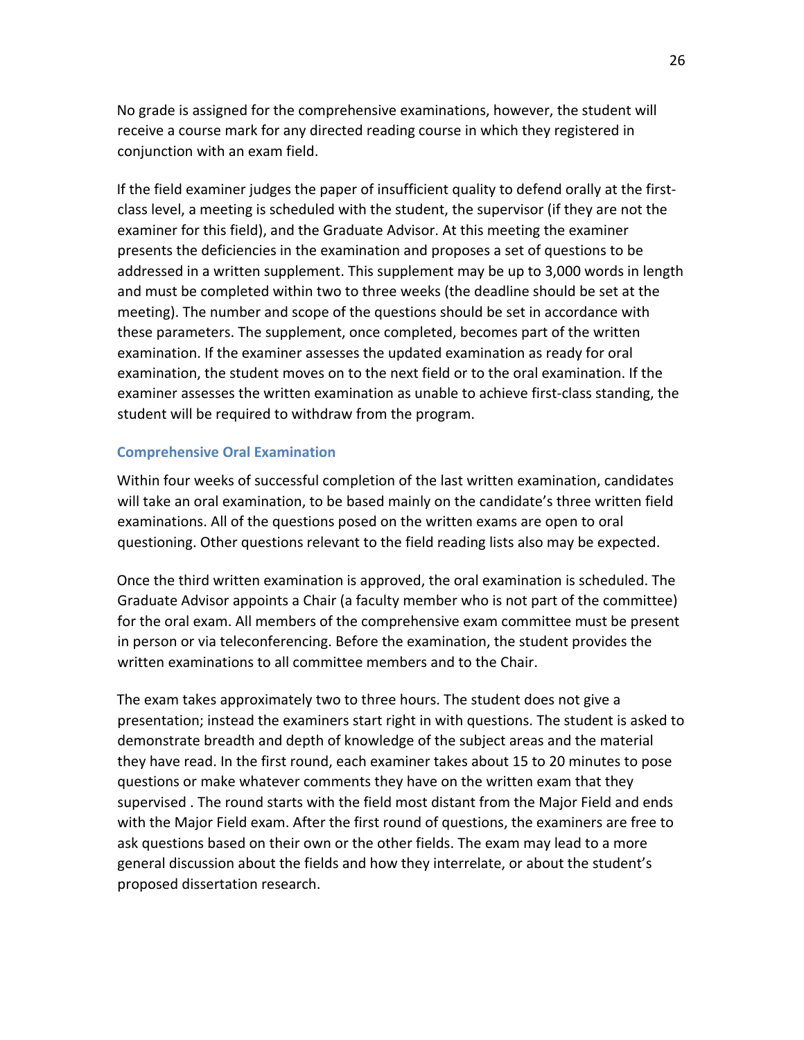No grade is assigned for the comprehensive examinations, however, the student will receive a course mark for any directed reading course in which they registered in conjunction with an exam field.

If the field examiner judges the paper of insufficient quality to defend orally at the first-class level, a meeting is scheduled with the student, the supervisor (if they are not the examiner for this field), and the Graduate Advisor. At this meeting the examiner presents the deficiencies in the examination and proposes a set of questions to be addressed in a written supplement. This supplement may be up to 3,000 words in length and must be completed within two to three weeks (the deadline should be set at the meeting). The number and scope of the questions should be set in accordance with these parameters. The supplement, once completed, becomes part of the written examination. If the examiner assesses the updated examination as ready for oral examination, the student moves on to the next field or to the oral examination. If the examiner assesses the written examination as unable to achieve first-class standing, the student will be required to withdraw from the program.

### Comprehensive Oral Examination

Within four weeks of successful completion of the last written examination, candidates will take an oral examination, to be based mainly on the candidate's three written field examinations. All of the questions posed on the written exams are open to oral questioning. Other questions relevant to the field reading lists also may be expected.

Once the third written examination is approved, the oral examination is scheduled. The Graduate Advisor appoints a Chair (a faculty member who is not part of the committee) for the oral exam. All members of the comprehensive exam committee must be present in person or via teleconferencing. Before the examination, the student provides the written examinations to all committee members and to the Chair.

The exam takes approximately two to three hours. The student does not give a presentation; instead the examiners start right in with questions. The student is asked to demonstrate breadth and depth of knowledge of the subject areas and the material they have read. In the first round, each examiner takes about 15 to 20 minutes to pose questions or make whatever comments they have on the written exam that they supervised . The round starts with the field most distant from the Major Field and ends with the Major Field exam. After the first round of questions, the examiners are free to ask questions based on their own or the other fields. The exam may lead to a more general discussion about the fields and how they interrelate, or about the student's proposed dissertation research.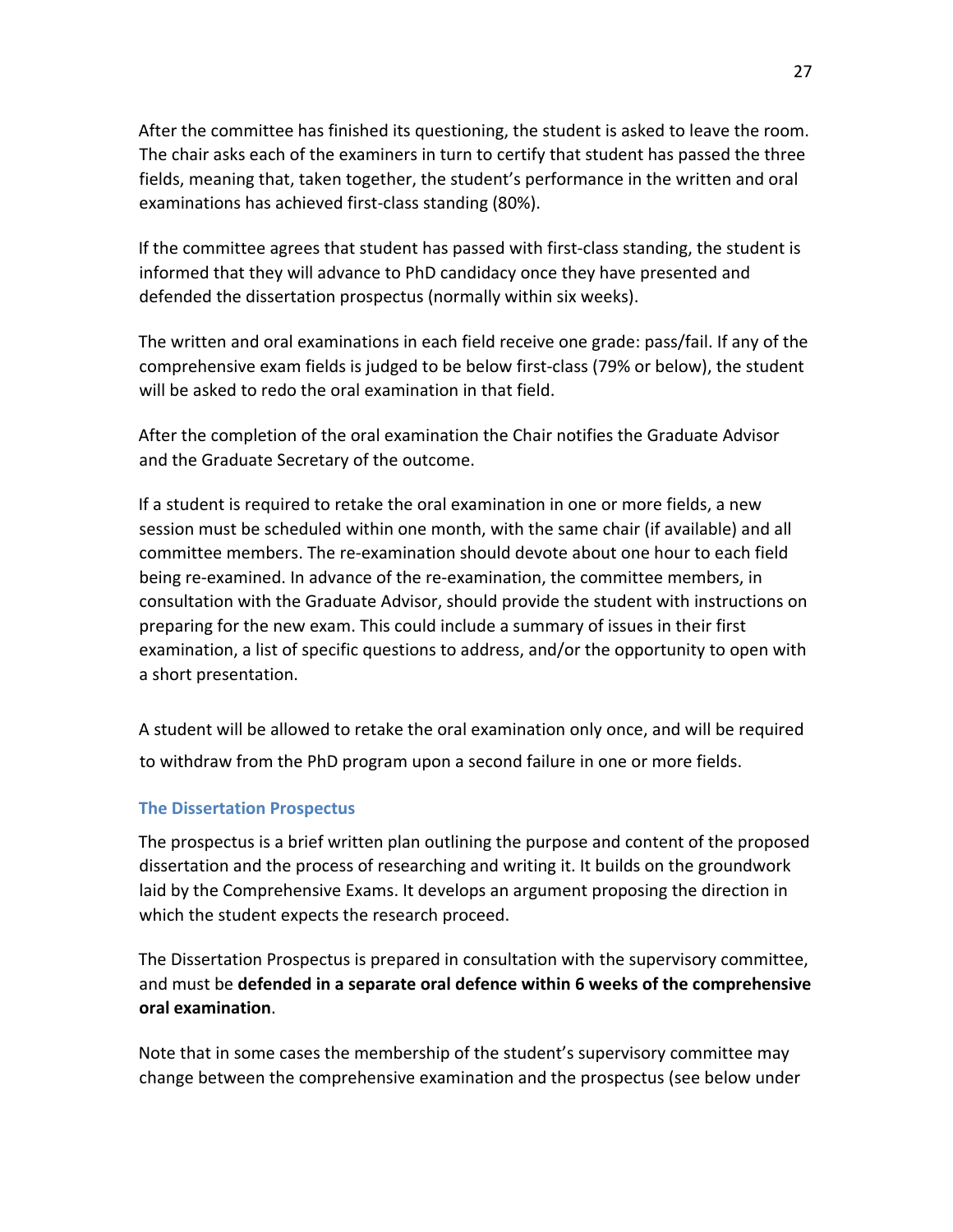After the committee has finished its questioning, the student is asked to leave the room. The chair asks each of the examiners in turn to certify that student has passed the three fields, meaning that, taken together, the student's performance in the written and oral examinations has achieved first-class standing (80%).

If the committee agrees that student has passed with first-class standing, the student is informed that they will advance to PhD candidacy once they have presented and defended the dissertation prospectus (normally within six weeks).

The written and oral examinations in each field receive one grade: pass/fail. If any of the comprehensive exam fields is judged to be below first-class (79% or below), the student will be asked to redo the oral examination in that field.

After the completion of the oral examination the Chair notifies the Graduate Advisor and the Graduate Secretary of the outcome.

If a student is required to retake the oral examination in one or more fields, a new session must be scheduled within one month, with the same chair (if available) and all committee members. The re-examination should devote about one hour to each field being re-examined. In advance of the re-examination, the committee members, in consultation with the Graduate Advisor, should provide the student with instructions on preparing for the new exam. This could include a summary of issues in their first examination, a list of specific questions to address, and/or the opportunity to open with a short presentation.

A student will be allowed to retake the oral examination only once, and will be required to withdraw from the PhD program upon a second failure in one or more fields.

### The Dissertation Prospectus

The prospectus is a brief written plan outlining the purpose and content of the proposed dissertation and the process of researching and writing it. It builds on the groundwork laid by the Comprehensive Exams. It develops an argument proposing the direction in which the student expects the research proceed.

The Dissertation Prospectus is prepared in consultation with the supervisory committee, and must be **defended in a separate oral defence within 6 weeks of the comprehensive oral examination**.

Note that in some cases the membership of the student's supervisory committee may change between the comprehensive examination and the prospectus (see below under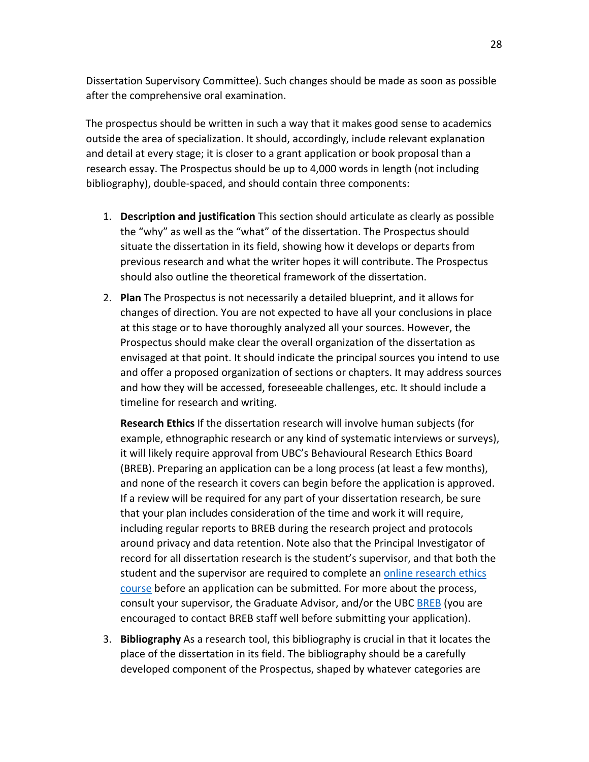Dissertation Supervisory Committee). Such changes should be made as soon as possible after the comprehensive oral examination.

The prospectus should be written in such a way that it makes good sense to academics outside the area of specialization. It should, accordingly, include relevant explanation and detail at every stage; it is closer to a grant application or book proposal than a research essay. The Prospectus should be up to 4,000 words in length (not including bibliography), double-spaced, and should contain three components:

1. **Description and justification** This section should articulate as clearly as possible the "why" as well as the "what" of the dissertation. The Prospectus should situate the dissertation in its field, showing how it develops or departs from previous research and what the writer hopes it will contribute. The Prospectus should also outline the theoretical framework of the dissertation.

2. **Plan** The Prospectus is not necessarily a detailed blueprint, and it allows for changes of direction. You are not expected to have all your conclusions in place at this stage or to have thoroughly analyzed all your sources. However, the Prospectus should make clear the overall organization of the dissertation as envisaged at that point. It should indicate the principal sources you intend to use and offer a proposed organization of sections or chapters. It may address sources and how they will be accessed, foreseeable challenges, etc. It should include a timeline for research and writing.

   **Research Ethics** If the dissertation research will involve human subjects (for example, ethnographic research or any kind of systematic interviews or surveys), it will likely require approval from UBC's Behavioural Research Ethics Board (BREB). Preparing an application can be a long process (at least a few months), and none of the research it covers can begin before the application is approved. If a review will be required for any part of your dissertation research, be sure that your plan includes consideration of the time and work it will require, including regular reports to BREB during the research project and protocols around privacy and data retention. Note also that the Principal Investigator of record for all dissertation research is the student's supervisor, and that both the student and the supervisor are required to complete an online research ethics course before an application can be submitted. For more about the process, consult your supervisor, the Graduate Advisor, and/or the UBC BREB (you are encouraged to contact BREB staff well before submitting your application).

3. **Bibliography** As a research tool, this bibliography is crucial in that it locates the place of the dissertation in its field. The bibliography should be a carefully developed component of the Prospectus, shaped by whatever categories are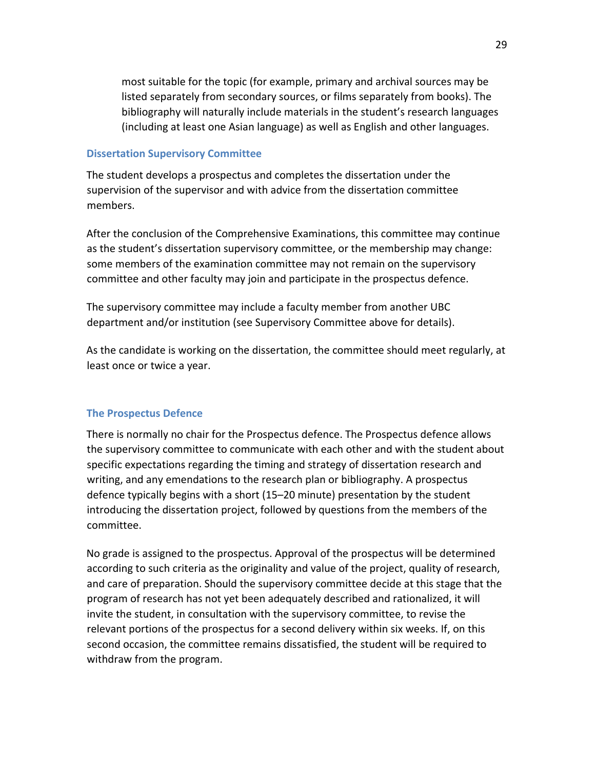most suitable for the topic (for example, primary and archival sources may be listed separately from secondary sources, or films separately from books). The bibliography will naturally include materials in the student's research languages (including at least one Asian language) as well as English and other languages.

### Dissertation Supervisory Committee

The student develops a prospectus and completes the dissertation under the supervision of the supervisor and with advice from the dissertation committee members.

After the conclusion of the Comprehensive Examinations, this committee may continue as the student's dissertation supervisory committee, or the membership may change: some members of the examination committee may not remain on the supervisory committee and other faculty may join and participate in the prospectus defence.

The supervisory committee may include a faculty member from another UBC department and/or institution (see Supervisory Committee above for details).

As the candidate is working on the dissertation, the committee should meet regularly, at least once or twice a year.

### The Prospectus Defence

There is normally no chair for the Prospectus defence. The Prospectus defence allows the supervisory committee to communicate with each other and with the student about specific expectations regarding the timing and strategy of dissertation research and writing, and any emendations to the research plan or bibliography. A prospectus defence typically begins with a short (15–20 minute) presentation by the student introducing the dissertation project, followed by questions from the members of the committee.

No grade is assigned to the prospectus. Approval of the prospectus will be determined according to such criteria as the originality and value of the project, quality of research, and care of preparation. Should the supervisory committee decide at this stage that the program of research has not yet been adequately described and rationalized, it will invite the student, in consultation with the supervisory committee, to revise the relevant portions of the prospectus for a second delivery within six weeks. If, on this second occasion, the committee remains dissatisfied, the student will be required to withdraw from the program.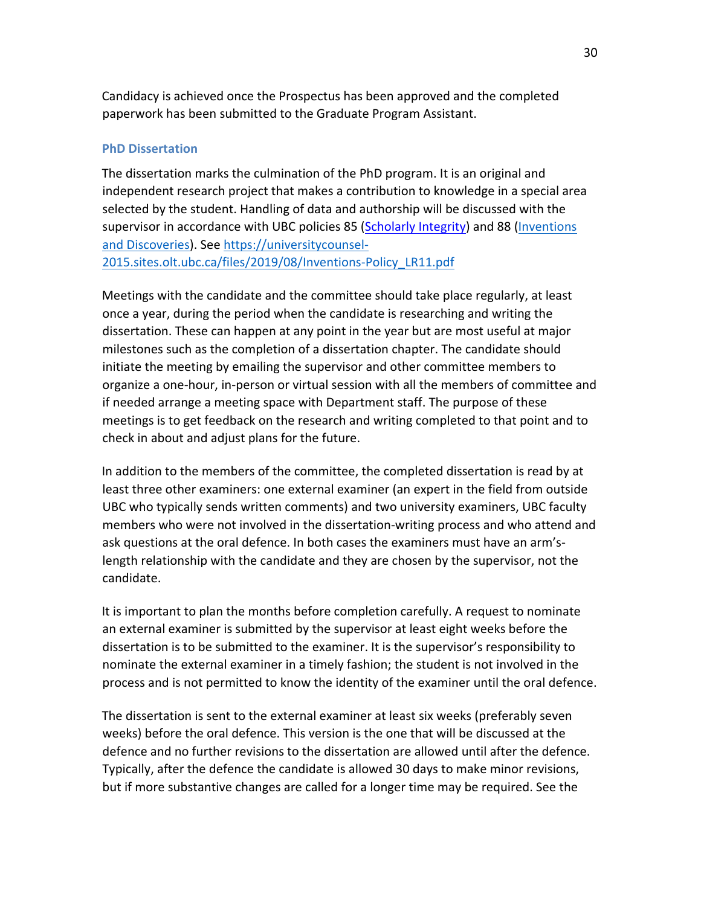Candidacy is achieved once the Prospectus has been approved and the completed paperwork has been submitted to the Graduate Program Assistant.

### PhD Dissertation

The dissertation marks the culmination of the PhD program. It is an original and independent research project that makes a contribution to knowledge in a special area selected by the student. Handling of data and authorship will be discussed with the supervisor in accordance with UBC policies 85 ([Scholarly Integrity]()) and 88 ([Inventions and Discoveries]()). See [https://universitycounsel-2015.sites.olt.ubc.ca/files/2019/08/Inventions-Policy_LR11.pdf](https://universitycounsel-2015.sites.olt.ubc.ca/files/2019/08/Inventions-Policy_LR11.pdf)

Meetings with the candidate and the committee should take place regularly, at least once a year, during the period when the candidate is researching and writing the dissertation. These can happen at any point in the year but are most useful at major milestones such as the completion of a dissertation chapter. The candidate should initiate the meeting by emailing the supervisor and other committee members to organize a one-hour, in-person or virtual session with all the members of committee and if needed arrange a meeting space with Department staff. The purpose of these meetings is to get feedback on the research and writing completed to that point and to check in about and adjust plans for the future.

In addition to the members of the committee, the completed dissertation is read by at least three other examiners: one external examiner (an expert in the field from outside UBC who typically sends written comments) and two university examiners, UBC faculty members who were not involved in the dissertation-writing process and who attend and ask questions at the oral defence. In both cases the examiners must have an arm's-length relationship with the candidate and they are chosen by the supervisor, not the candidate.

It is important to plan the months before completion carefully. A request to nominate an external examiner is submitted by the supervisor at least eight weeks before the dissertation is to be submitted to the examiner. It is the supervisor's responsibility to nominate the external examiner in a timely fashion; the student is not involved in the process and is not permitted to know the identity of the examiner until the oral defence.

The dissertation is sent to the external examiner at least six weeks (preferably seven weeks) before the oral defence. This version is the one that will be discussed at the defence and no further revisions to the dissertation are allowed until after the defence. Typically, after the defence the candidate is allowed 30 days to make minor revisions, but if more substantive changes are called for a longer time may be required. See the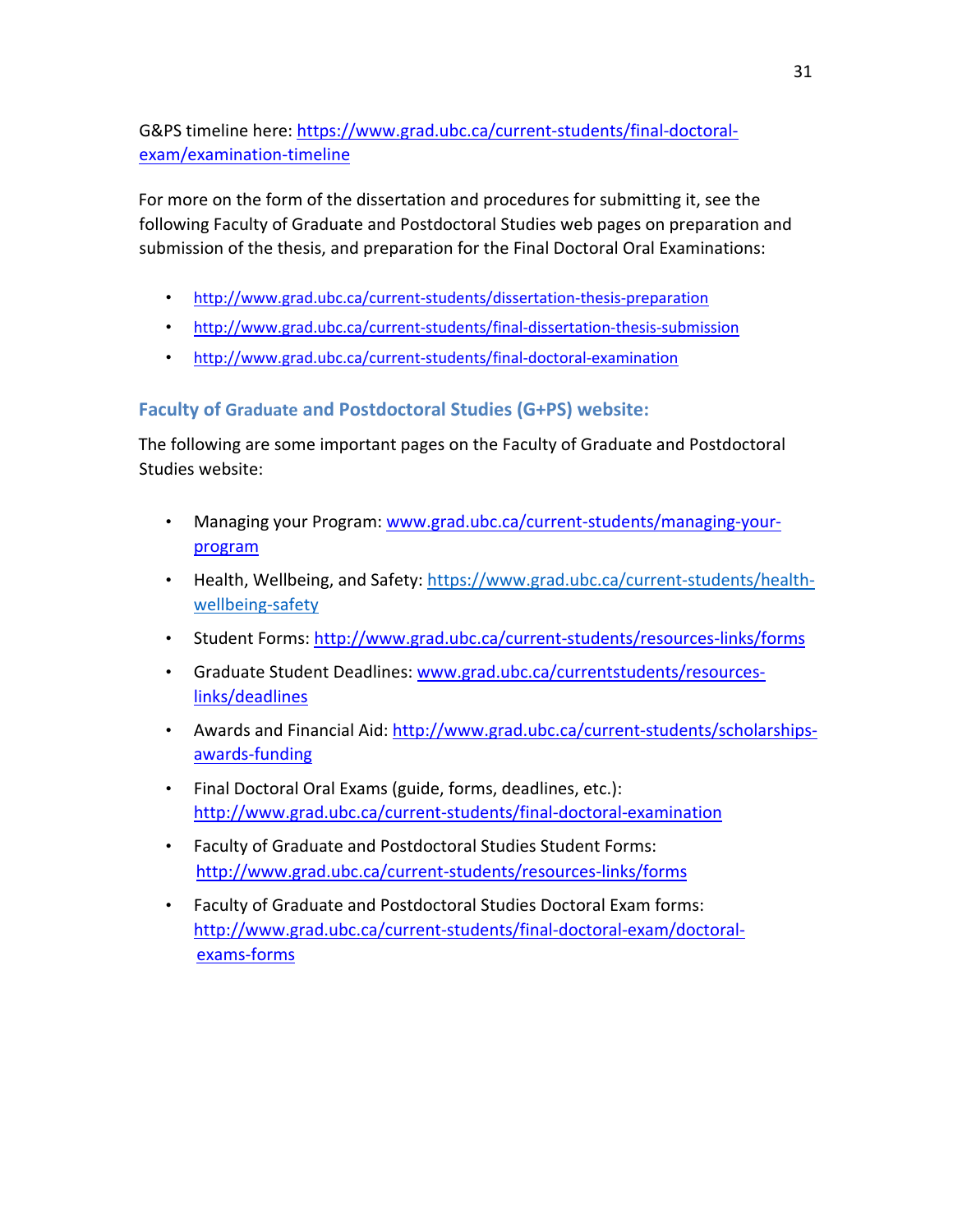G&PS timeline here: https://www.grad.ubc.ca/current-students/final-doctoral-exam/examination-timeline

For more on the form of the dissertation and procedures for submitting it, see the following Faculty of Graduate and Postdoctoral Studies web pages on preparation and submission of the thesis, and preparation for the Final Doctoral Oral Examinations:

- http://www.grad.ubc.ca/current-students/dissertation-thesis-preparation
- http://www.grad.ubc.ca/current-students/final-dissertation-thesis-submission
- http://www.grad.ubc.ca/current-students/final-doctoral-examination

### Faculty of Graduate and Postdoctoral Studies (G+PS) website:

The following are some important pages on the Faculty of Graduate and Postdoctoral Studies website:

- Managing your Program: www.grad.ubc.ca/current-students/managing-your-program
- Health, Wellbeing, and Safety: https://www.grad.ubc.ca/current-students/health-wellbeing-safety
- Student Forms: http://www.grad.ubc.ca/current-students/resources-links/forms
- Graduate Student Deadlines: www.grad.ubc.ca/currentstudents/resources-links/deadlines
- Awards and Financial Aid: http://www.grad.ubc.ca/current-students/scholarships-awards-funding
- Final Doctoral Oral Exams (guide, forms, deadlines, etc.): http://www.grad.ubc.ca/current-students/final-doctoral-examination
- Faculty of Graduate and Postdoctoral Studies Student Forms: http://www.grad.ubc.ca/current-students/resources-links/forms
- Faculty of Graduate and Postdoctoral Studies Doctoral Exam forms: http://www.grad.ubc.ca/current-students/final-doctoral-exam/doctoral-exams-forms